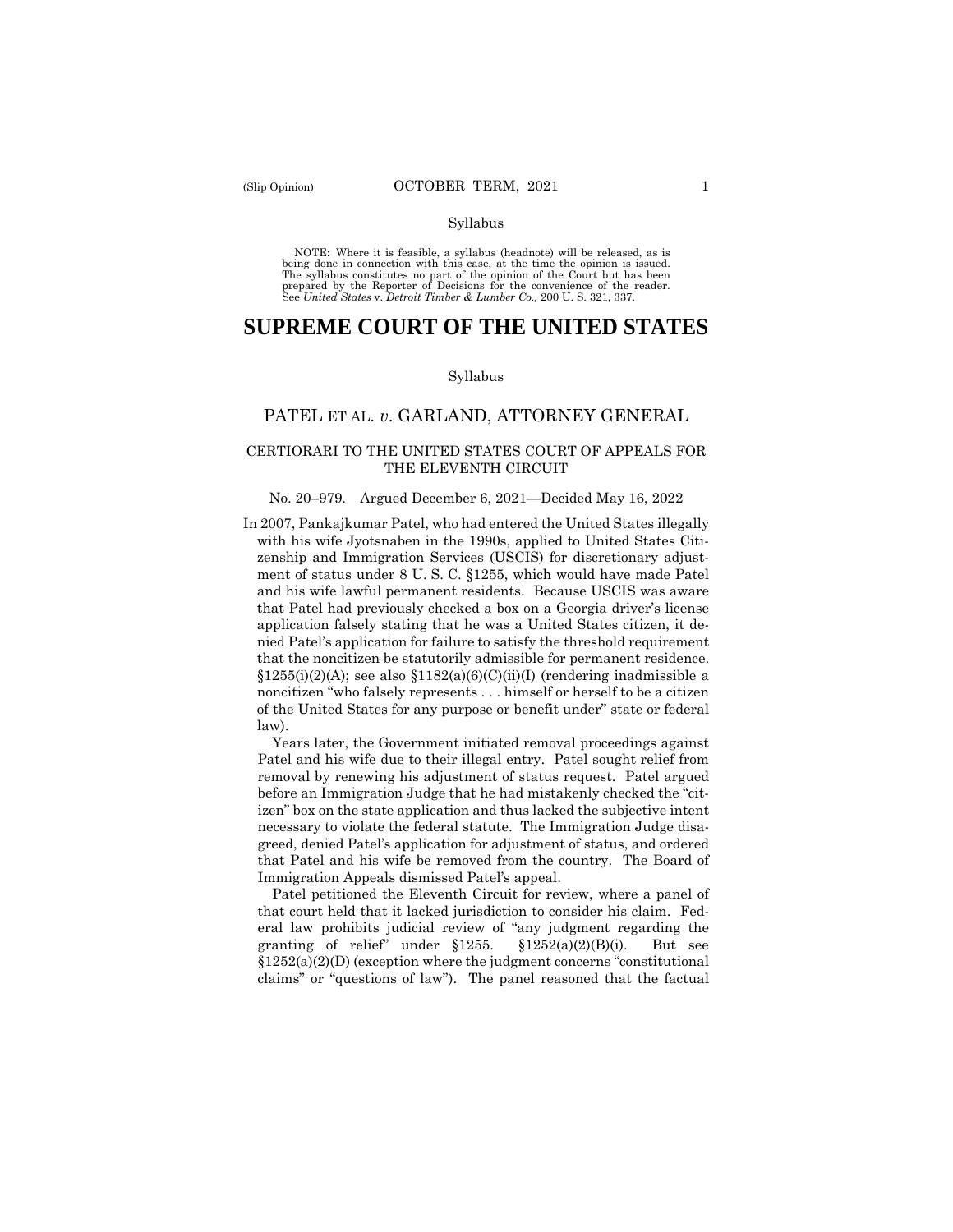Syllabus

NOTE: Where it is feasible, a syllabus (headnote) will be released, as is being done in connection with this case, at the time the opinion is issued. The syllabus constitutes no part of the opinion of the Court but has been prepared by the Reporter of Decisions for the convenience of the reader. See *United States* v. *Detroit Timber & Lumber Co.,* 200 U. S. 321, 337.

# SUPREME COURT OF THE UNITED STATES

Syllabus

## PATEL ET AL. *v.* GARLAND, ATTORNEY GENERAL

### CERTIORARI TO THE UNITED STATES COURT OF APPEALS FOR THE ELEVENTH CIRCUIT

No. 20–979. Argued December 6, 2021—Decided May 16, 2022

In 2007, Pankajkumar Patel, who had entered the United States illegally with his wife Jyotsnaben in the 1990s, applied to United States Citizenship and Immigration Services (USCIS) for discretionary adjustment of status under 8 U. S. C. §1255, which would have made Patel and his wife lawful permanent residents. Because USCIS was aware that Patel had previously checked a box on a Georgia driver's license application falsely stating that he was a United States citizen, it denied Patel's application for failure to satisfy the threshold requirement that the noncitizen be statutorily admissible for permanent residence. §1255(i)(2)(A); see also §1182(a)(6)(C)(ii)(I) (rendering inadmissible a noncitizen "who falsely represents . . . himself or herself to be a citizen of the United States for any purpose or benefit under" state or federal law).

Years later, the Government initiated removal proceedings against Patel and his wife due to their illegal entry. Patel sought relief from removal by renewing his adjustment of status request. Patel argued before an Immigration Judge that he had mistakenly checked the "citizen" box on the state application and thus lacked the subjective intent necessary to violate the federal statute. The Immigration Judge disagreed, denied Patel's application for adjustment of status, and ordered that Patel and his wife be removed from the country. The Board of Immigration Appeals dismissed Patel's appeal.

Patel petitioned the Eleventh Circuit for review, where a panel of that court held that it lacked jurisdiction to consider his claim. Federal law prohibits judicial review of "any judgment regarding the granting of relief" under §1255. §1252(a)(2)(B)(i). But see §1252(a)(2)(D) (exception where the judgment concerns "constitutional claims" or "questions of law"). The panel reasoned that the factual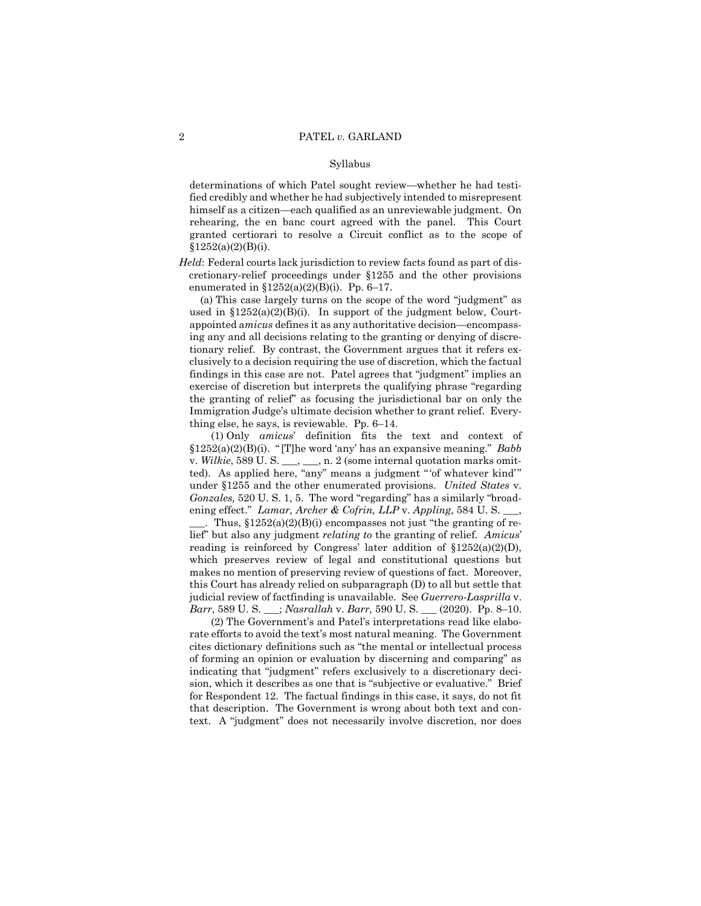determinations of which Patel sought review—whether he had testified credibly and whether he had subjectively intended to misrepresent himself as a citizen—each qualified as an unreviewable judgment. On rehearing, the en banc court agreed with the panel. This Court granted certiorari to resolve a Circuit conflict as to the scope of §1252(a)(2)(B)(i).

*Held*: Federal courts lack jurisdiction to review facts found as part of discretionary-relief proceedings under §1255 and the other provisions enumerated in §1252(a)(2)(B)(i). Pp. 6–17.

(a) This case largely turns on the scope of the word "judgment" as used in §1252(a)(2)(B)(i). In support of the judgment below, Court-appointed a*micus* defines it as any authoritative decision—encompassing any and all decisions relating to the granting or denying of discretionary relief. By contrast, the Government argues that it refers exclusively to a decision requiring the use of discretion, which the factual findings in this case are not. Patel agrees that "judgment" implies an exercise of discretion but interprets the qualifying phrase "regarding the granting of relief" as focusing the jurisdictional bar on only the Immigration Judge's ultimate decision whether to grant relief. Everything else, he says, is reviewable. Pp. 6–14.

(1) Only *amicus*' definition fits the text and context of §1252(a)(2)(B)(i). "[T]he word 'any' has an expansive meaning." *Babb* v. *Wilkie*, 589 U. S. ___, ___, n. 2 (some internal quotation marks omitted). As applied here, "any" means a judgment "'of whatever kind'" under §1255 and the other enumerated provisions. *United States* v. *Gonzales,* 520 U. S. 1, 5. The word "regarding" has a similarly "broadening effect." *Lamar, Archer & Cofrin, LLP* v. *Appling*, 584 U. S. ___, ___. Thus, §1252(a)(2)(B)(i) encompasses not just "the granting of relief" but also any judgment *relating to* the granting of relief. *Amicus*' reading is reinforced by Congress' later addition of §1252(a)(2)(D), which preserves review of legal and constitutional questions but makes no mention of preserving review of questions of fact. Moreover, this Court has already relied on subparagraph (D) to all but settle that judicial review of factfinding is unavailable. See *Guerrero-Lasprilla* v. *Barr*, 589 U. S. ___; *Nasrallah* v. *Barr,* 590 U. S. ___ (2020). Pp. 8–10.

(2) The Government's and Patel's interpretations read like elaborate efforts to avoid the text's most natural meaning. The Government cites dictionary definitions such as "the mental or intellectual process of forming an opinion or evaluation by discerning and comparing" as indicating that "judgment" refers exclusively to a discretionary decision, which it describes as one that is "subjective or evaluative." Brief for Respondent 12. The factual findings in this case, it says, do not fit that description. The Government is wrong about both text and context. A "judgment" does not necessarily involve discretion, nor does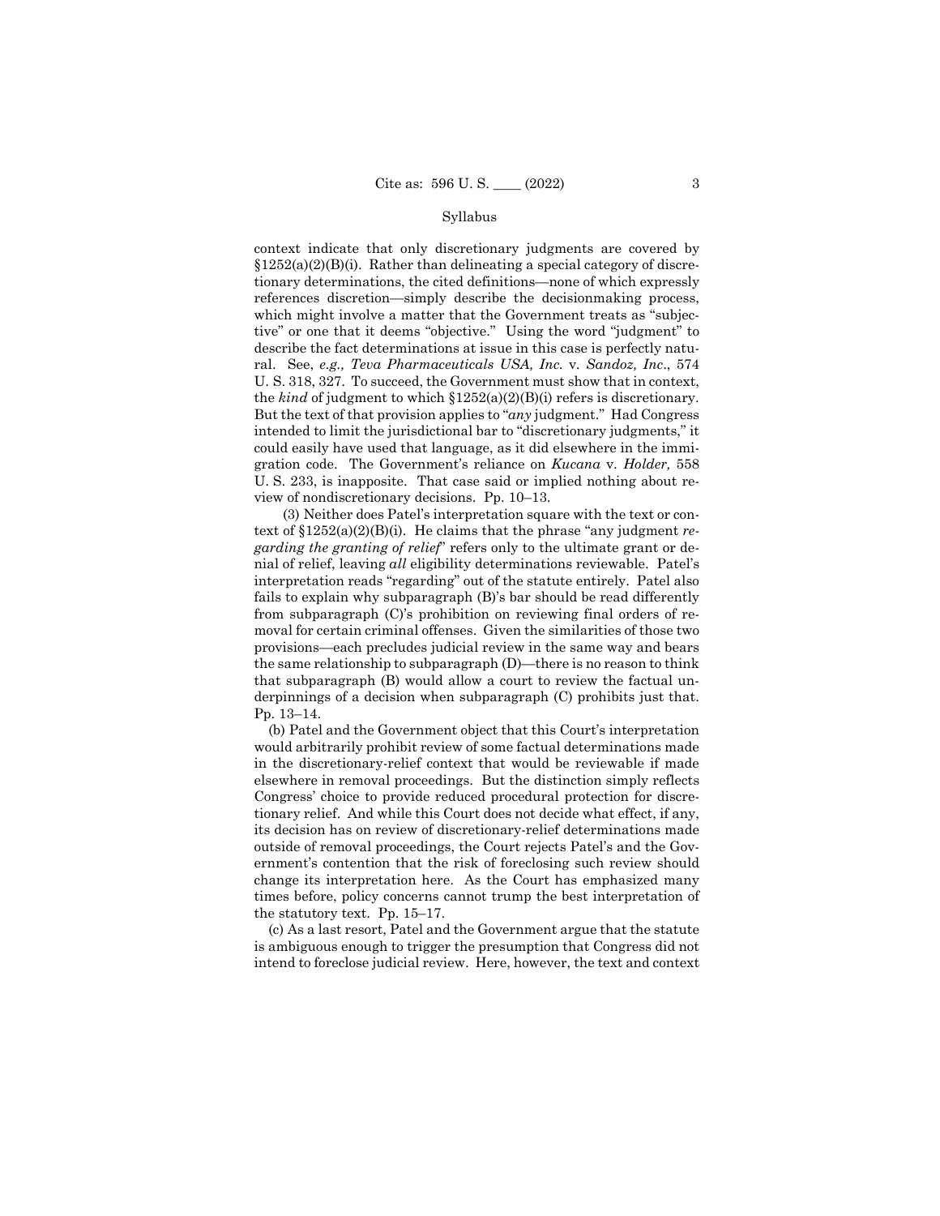context indicate that only discretionary judgments are covered by §1252(a)(2)(B)(i). Rather than delineating a special category of discretionary determinations, the cited definitions—none of which expressly references discretion—simply describe the decisionmaking process, which might involve a matter that the Government treats as "subjective" or one that it deems "objective." Using the word "judgment" to describe the fact determinations at issue in this case is perfectly natural. See, *e.g., Teva Pharmaceuticals USA, Inc.* v. *Sandoz, Inc*., 574 U. S. 318, 327. To succeed, the Government must show that in context, the *kind* of judgment to which §1252(a)(2)(B)(i) refers is discretionary. But the text of that provision applies to "*any* judgment." Had Congress intended to limit the jurisdictional bar to "discretionary judgments," it could easily have used that language, as it did elsewhere in the immigration code. The Government's reliance on *Kucana* v. *Holder,* 558 U. S. 233, is inapposite. That case said or implied nothing about review of nondiscretionary decisions. Pp. 10–13.

(3) Neither does Patel's interpretation square with the text or context of §1252(a)(2)(B)(i). He claims that the phrase "any judgment *regarding the granting of relief*" refers only to the ultimate grant or denial of relief, leaving *all* eligibility determinations reviewable. Patel's interpretation reads "regarding" out of the statute entirely. Patel also fails to explain why subparagraph (B)'s bar should be read differently from subparagraph (C)'s prohibition on reviewing final orders of removal for certain criminal offenses. Given the similarities of those two provisions—each precludes judicial review in the same way and bears the same relationship to subparagraph (D)—there is no reason to think that subparagraph (B) would allow a court to review the factual underpinnings of a decision when subparagraph (C) prohibits just that. Pp. 13–14.

(b) Patel and the Government object that this Court's interpretation would arbitrarily prohibit review of some factual determinations made in the discretionary-relief context that would be reviewable if made elsewhere in removal proceedings. But the distinction simply reflects Congress' choice to provide reduced procedural protection for discretionary relief. And while this Court does not decide what effect, if any, its decision has on review of discretionary-relief determinations made outside of removal proceedings, the Court rejects Patel's and the Government's contention that the risk of foreclosing such review should change its interpretation here. As the Court has emphasized many times before, policy concerns cannot trump the best interpretation of the statutory text. Pp. 15–17.

(c) As a last resort, Patel and the Government argue that the statute is ambiguous enough to trigger the presumption that Congress did not intend to foreclose judicial review. Here, however, the text and context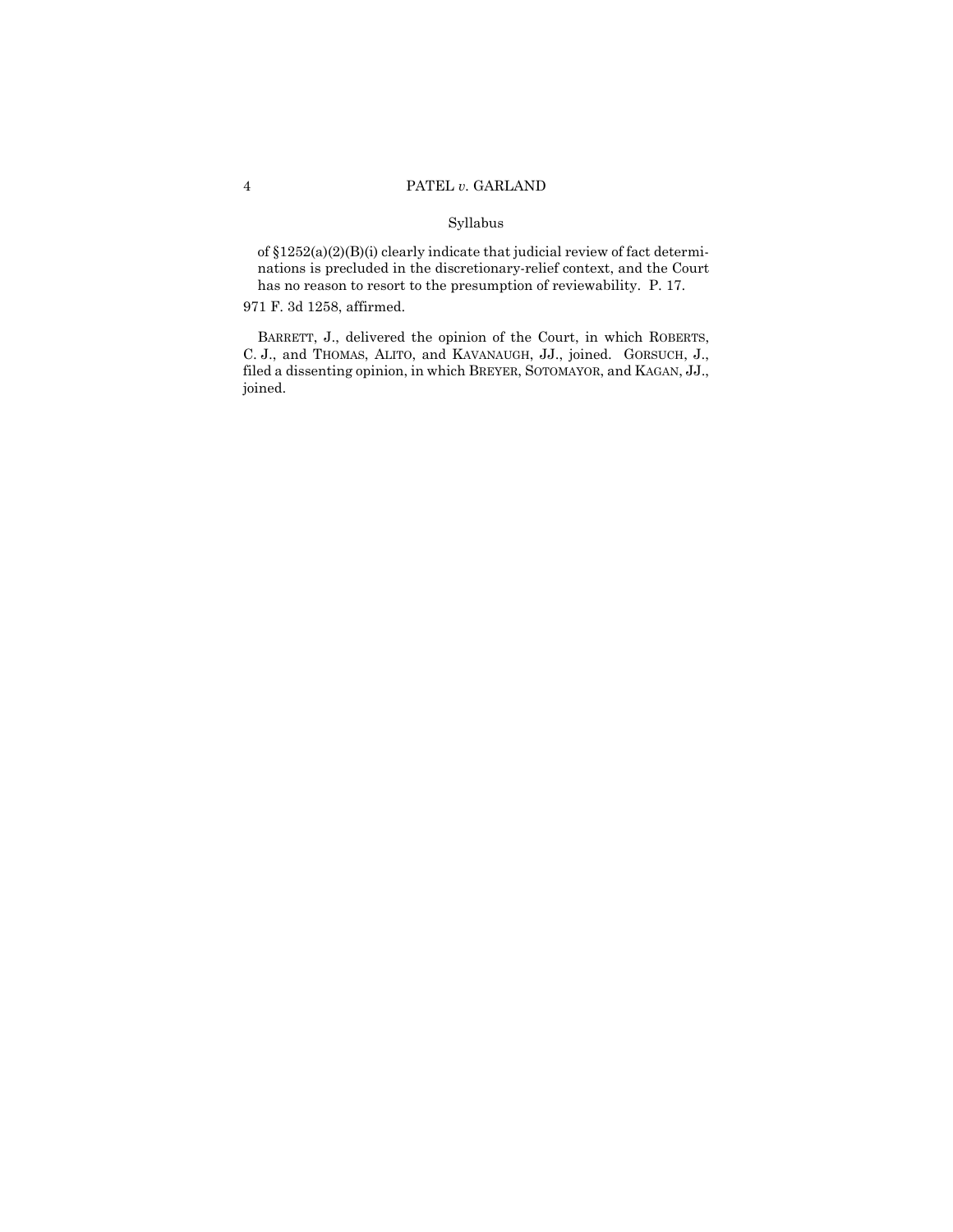of §1252(a)(2)(B)(i) clearly indicate that judicial review of fact determinations is precluded in the discretionary-relief context, and the Court has no reason to resort to the presumption of reviewability. P. 17.

971 F. 3d 1258, affirmed.

BARRETT, J., delivered the opinion of the Court, in which ROBERTS, C. J., and THOMAS, ALITO, and KAVANAUGH, JJ., joined. GORSUCH, J., filed a dissenting opinion, in which BREYER, SOTOMAYOR, and KAGAN, JJ., joined.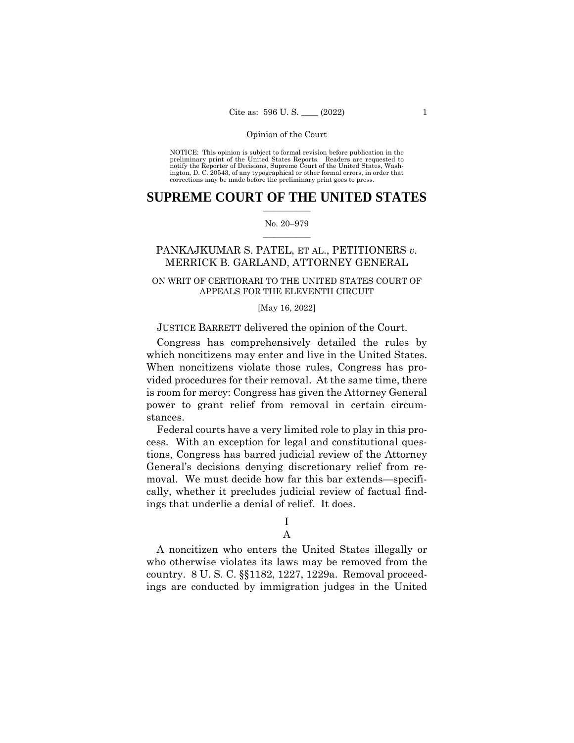NOTICE: This opinion is subject to formal revision before publication in the preliminary print of the United States Reports. Readers are requested to notify the Reporter of Decisions, Supreme Court of the United States, Washington, D. C. 20543, of any typographical or other formal errors, in order that corrections may be made before the preliminary print goes to press.

# SUPREME COURT OF THE UNITED STATES

No. 20–979

PANKAJKUMAR S. PATEL, ET AL., PETITIONERS *v.* MERRICK B. GARLAND, ATTORNEY GENERAL

ON WRIT OF CERTIORARI TO THE UNITED STATES COURT OF APPEALS FOR THE ELEVENTH CIRCUIT

[May 16, 2022]

JUSTICE BARRETT delivered the opinion of the Court.

Congress has comprehensively detailed the rules by which noncitizens may enter and live in the United States. When noncitizens violate those rules, Congress has provided procedures for their removal. At the same time, there is room for mercy: Congress has given the Attorney General power to grant relief from removal in certain circumstances.

Federal courts have a very limited role to play in this process. With an exception for legal and constitutional questions, Congress has barred judicial review of the Attorney General's decisions denying discretionary relief from removal. We must decide how far this bar extends—specifically, whether it precludes judicial review of factual findings that underlie a denial of relief. It does.

## I

### A

A noncitizen who enters the United States illegally or who otherwise violates its laws may be removed from the country. 8 U. S. C. §§1182, 1227, 1229a. Removal proceedings are conducted by immigration judges in the United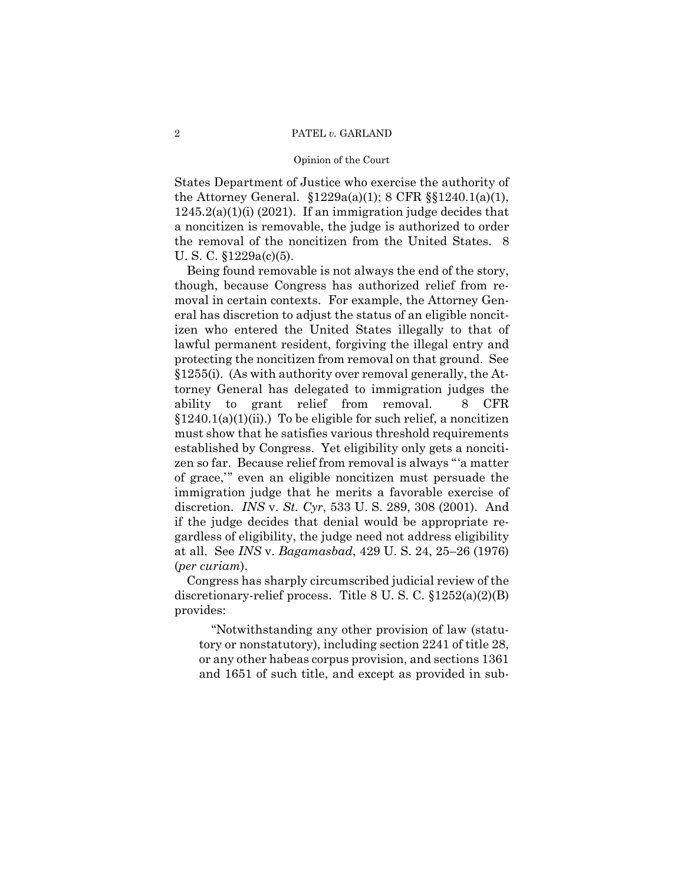States Department of Justice who exercise the authority of the Attorney General. §1229a(a)(1); 8 CFR §§1240.1(a)(1), 1245.2(a)(1)(i) (2021). If an immigration judge decides that a noncitizen is removable, the judge is authorized to order the removal of the noncitizen from the United States. 8 U. S. C. §1229a(c)(5).

Being found removable is not always the end of the story, though, because Congress has authorized relief from removal in certain contexts. For example, the Attorney General has discretion to adjust the status of an eligible noncitizen who entered the United States illegally to that of lawful permanent resident, forgiving the illegal entry and protecting the noncitizen from removal on that ground. See §1255(i). (As with authority over removal generally, the Attorney General has delegated to immigration judges the ability to grant relief from removal. 8 CFR §1240.1(a)(1)(ii).) To be eligible for such relief, a noncitizen must show that he satisfies various threshold requirements established by Congress. Yet eligibility only gets a noncitizen so far. Because relief from removal is always "'a matter of grace,'" even an eligible noncitizen must persuade the immigration judge that he merits a favorable exercise of discretion. *INS* v. *St. Cyr*, 533 U. S. 289, 308 (2001). And if the judge decides that denial would be appropriate regardless of eligibility, the judge need not address eligibility at all. See *INS* v. *Bagamasbad*, 429 U. S. 24, 25–26 (1976) (*per curiam*).

Congress has sharply circumscribed judicial review of the discretionary-relief process. Title 8 U. S. C. §1252(a)(2)(B) provides:

> "Notwithstanding any other provision of law (statutory or nonstatutory), including section 2241 of title 28, or any other habeas corpus provision, and sections 1361 and 1651 of such title, and except as provided in sub-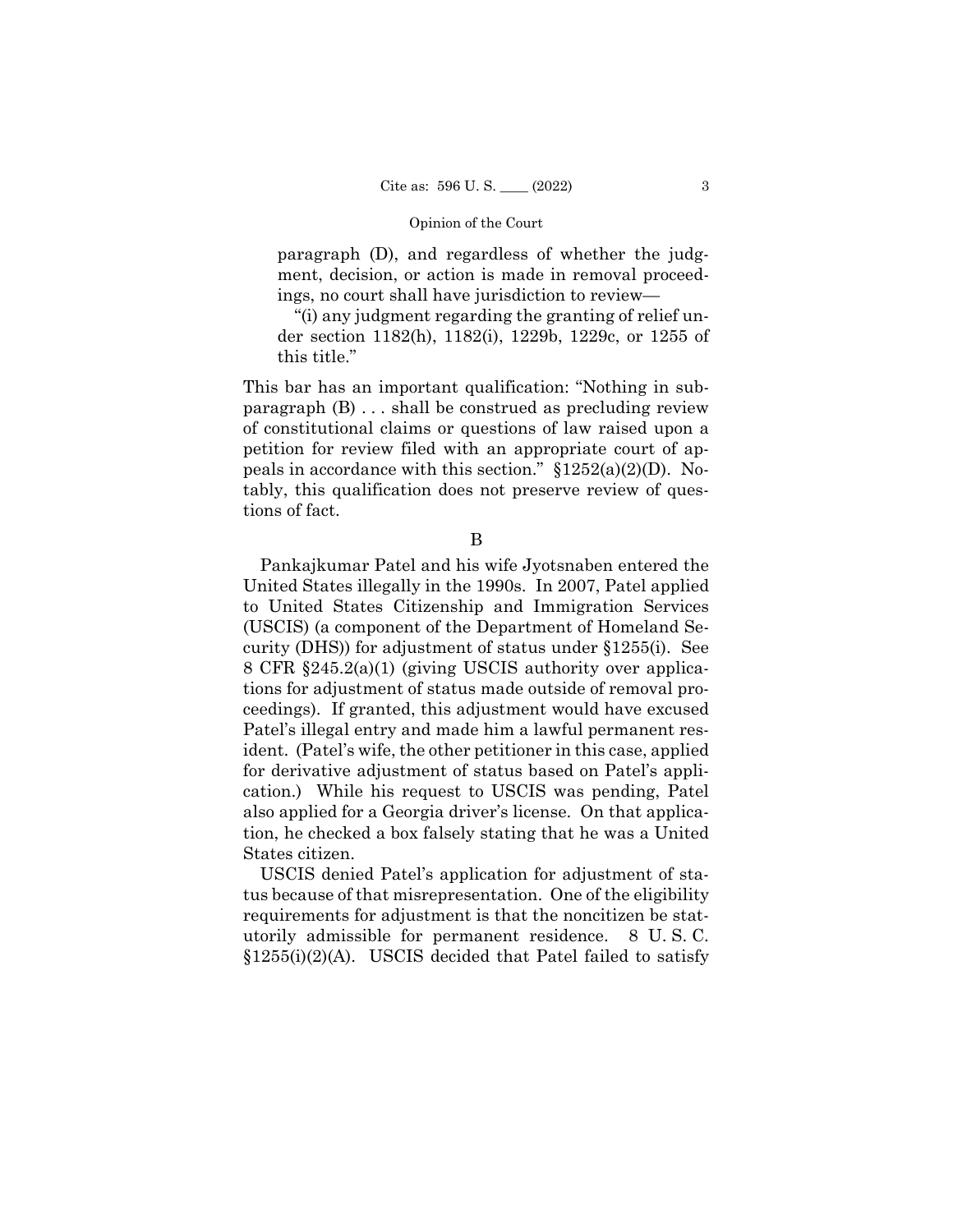> paragraph (D), and regardless of whether the judgment, decision, or action is made in removal proceedings, no court shall have jurisdiction to review—
>
> "(i) any judgment regarding the granting of relief under section 1182(h), 1182(i), 1229b, 1229c, or 1255 of this title."

This bar has an important qualification: "Nothing in subparagraph (B) . . . shall be construed as precluding review of constitutional claims or questions of law raised upon a petition for review filed with an appropriate court of appeals in accordance with this section." §1252(a)(2)(D). Notably, this qualification does not preserve review of questions of fact.

B

Pankajkumar Patel and his wife Jyotsnaben entered the United States illegally in the 1990s. In 2007, Patel applied to United States Citizenship and Immigration Services (USCIS) (a component of the Department of Homeland Security (DHS)) for adjustment of status under §1255(i). See 8 CFR §245.2(a)(1) (giving USCIS authority over applications for adjustment of status made outside of removal proceedings). If granted, this adjustment would have excused Patel's illegal entry and made him a lawful permanent resident. (Patel's wife, the other petitioner in this case, applied for derivative adjustment of status based on Patel's application.) While his request to USCIS was pending, Patel also applied for a Georgia driver's license. On that application, he checked a box falsely stating that he was a United States citizen.

USCIS denied Patel's application for adjustment of status because of that misrepresentation. One of the eligibility requirements for adjustment is that the noncitizen be statutorily admissible for permanent residence. 8 U. S. C. §1255(i)(2)(A). USCIS decided that Patel failed to satisfy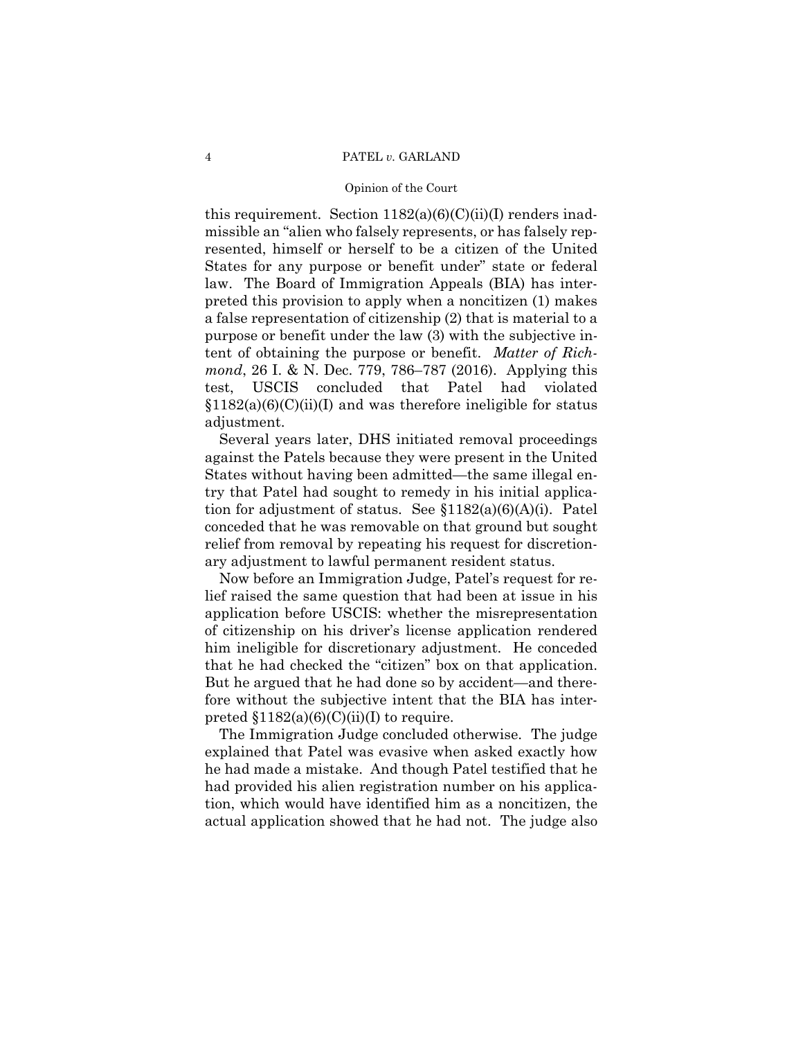this requirement. Section 1182(a)(6)(C)(ii)(I) renders inadmissible an "alien who falsely represents, or has falsely represented, himself or herself to be a citizen of the United States for any purpose or benefit under" state or federal law. The Board of Immigration Appeals (BIA) has interpreted this provision to apply when a noncitizen (1) makes a false representation of citizenship (2) that is material to a purpose or benefit under the law (3) with the subjective intent of obtaining the purpose or benefit. *Matter of Richmond*, 26 I. & N. Dec. 779, 786–787 (2016). Applying this test, USCIS concluded that Patel had violated §1182(a)(6)(C)(ii)(I) and was therefore ineligible for status adjustment.

Several years later, DHS initiated removal proceedings against the Patels because they were present in the United States without having been admitted—the same illegal entry that Patel had sought to remedy in his initial application for adjustment of status. See §1182(a)(6)(A)(i). Patel conceded that he was removable on that ground but sought relief from removal by repeating his request for discretionary adjustment to lawful permanent resident status.

Now before an Immigration Judge, Patel's request for relief raised the same question that had been at issue in his application before USCIS: whether the misrepresentation of citizenship on his driver's license application rendered him ineligible for discretionary adjustment. He conceded that he had checked the "citizen" box on that application. But he argued that he had done so by accident—and therefore without the subjective intent that the BIA has interpreted §1182(a)(6)(C)(ii)(I) to require.

The Immigration Judge concluded otherwise. The judge explained that Patel was evasive when asked exactly how he had made a mistake. And though Patel testified that he had provided his alien registration number on his application, which would have identified him as a noncitizen, the actual application showed that he had not. The judge also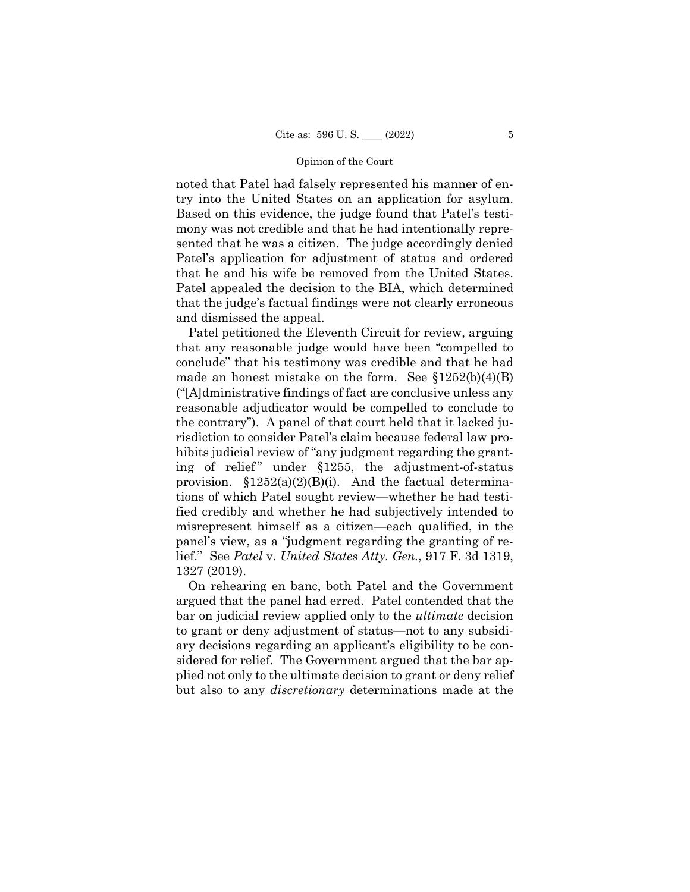noted that Patel had falsely represented his manner of entry into the United States on an application for asylum. Based on this evidence, the judge found that Patel's testimony was not credible and that he had intentionally represented that he was a citizen. The judge accordingly denied Patel's application for adjustment of status and ordered that he and his wife be removed from the United States. Patel appealed the decision to the BIA, which determined that the judge's factual findings were not clearly erroneous and dismissed the appeal.

Patel petitioned the Eleventh Circuit for review, arguing that any reasonable judge would have been "compelled to conclude" that his testimony was credible and that he had made an honest mistake on the form. See §1252(b)(4)(B) ("[A]dministrative findings of fact are conclusive unless any reasonable adjudicator would be compelled to conclude to the contrary"). A panel of that court held that it lacked jurisdiction to consider Patel's claim because federal law prohibits judicial review of "any judgment regarding the granting of relief" under §1255, the adjustment-of-status provision. §1252(a)(2)(B)(i). And the factual determinations of which Patel sought review—whether he had testified credibly and whether he had subjectively intended to misrepresent himself as a citizen—each qualified, in the panel's view, as a "judgment regarding the granting of relief." See *Patel* v. *United States Atty. Gen.*, 917 F. 3d 1319, 1327 (2019).

On rehearing en banc, both Patel and the Government argued that the panel had erred. Patel contended that the bar on judicial review applied only to the *ultimate* decision to grant or deny adjustment of status—not to any subsidiary decisions regarding an applicant's eligibility to be considered for relief. The Government argued that the bar applied not only to the ultimate decision to grant or deny relief but also to any *discretionary* determinations made at the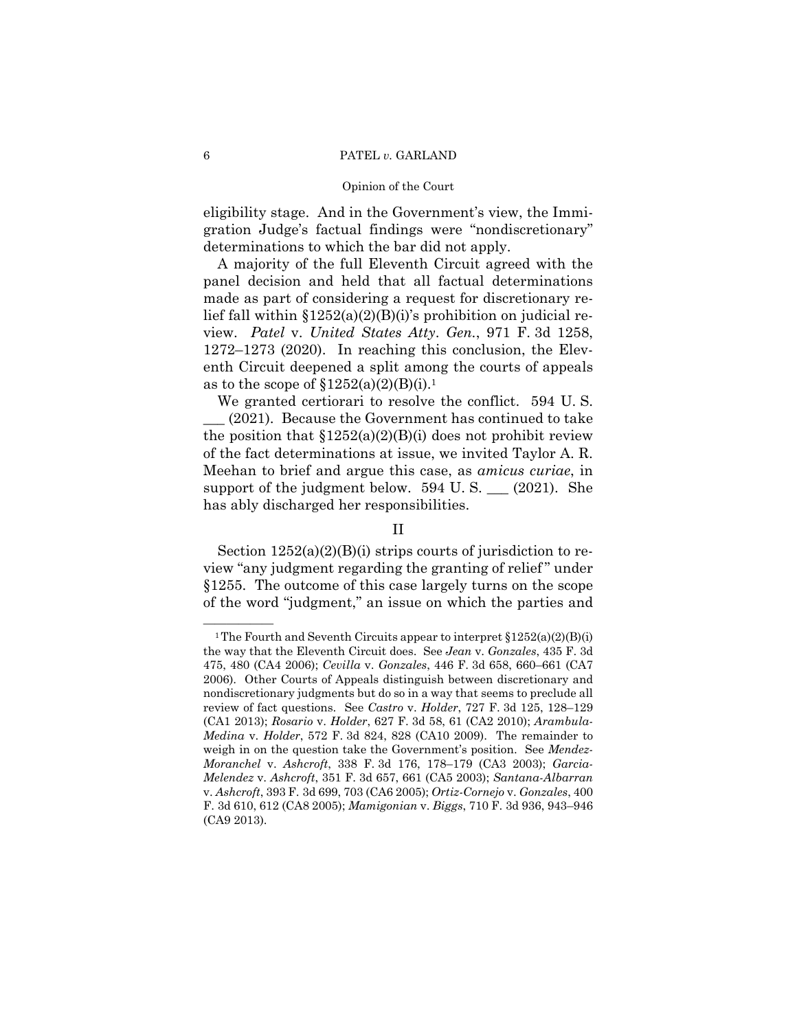eligibility stage. And in the Government's view, the Immigration Judge's factual findings were "nondiscretionary" determinations to which the bar did not apply.

A majority of the full Eleventh Circuit agreed with the panel decision and held that all factual determinations made as part of considering a request for discretionary relief fall within §1252(a)(2)(B)(i)'s prohibition on judicial review. *Patel* v. *United States Atty. Gen.*, 971 F. 3d 1258, 1272–1273 (2020). In reaching this conclusion, the Eleventh Circuit deepened a split among the courts of appeals as to the scope of §1252(a)(2)(B)(i).[1]

We granted certiorari to resolve the conflict. 594 U. S. ___ (2021). Because the Government has continued to take the position that §1252(a)(2)(B)(i) does not prohibit review of the fact determinations at issue, we invited Taylor A. R. Meehan to brief and argue this case, as *amicus curiae*, in support of the judgment below. 594 U. S. ___ (2021). She has ably discharged her responsibilities.

## II

Section 1252(a)(2)(B)(i) strips courts of jurisdiction to review "any judgment regarding the granting of relief" under §1255. The outcome of this case largely turns on the scope of the word "judgment," an issue on which the parties and

---

[1] The Fourth and Seventh Circuits appear to interpret §1252(a)(2)(B)(i) the way that the Eleventh Circuit does. See *Jean* v. *Gonzales*, 435 F. 3d 475, 480 (CA4 2006); *Cevilla* v. *Gonzales*, 446 F. 3d 658, 660–661 (CA7 2006). Other Courts of Appeals distinguish between discretionary and nondiscretionary judgments but do so in a way that seems to preclude all review of fact questions. See *Castro* v. *Holder*, 727 F. 3d 125, 128–129 (CA1 2013); *Rosario* v. *Holder*, 627 F. 3d 58, 61 (CA2 2010); *Arambula-Medina* v. *Holder*, 572 F. 3d 824, 828 (CA10 2009). The remainder to weigh in on the question take the Government's position. See *Mendez-Moranchel* v. *Ashcroft*, 338 F. 3d 176, 178–179 (CA3 2003); *Garcia-Melendez* v. *Ashcroft*, 351 F. 3d 657, 661 (CA5 2003); *Santana-Albarran* v. *Ashcroft*, 393 F. 3d 699, 703 (CA6 2005); *Ortiz-Cornejo* v. *Gonzales*, 400 F. 3d 610, 612 (CA8 2005); *Mamigonian* v. *Biggs*, 710 F. 3d 936, 943–946 (CA9 2013).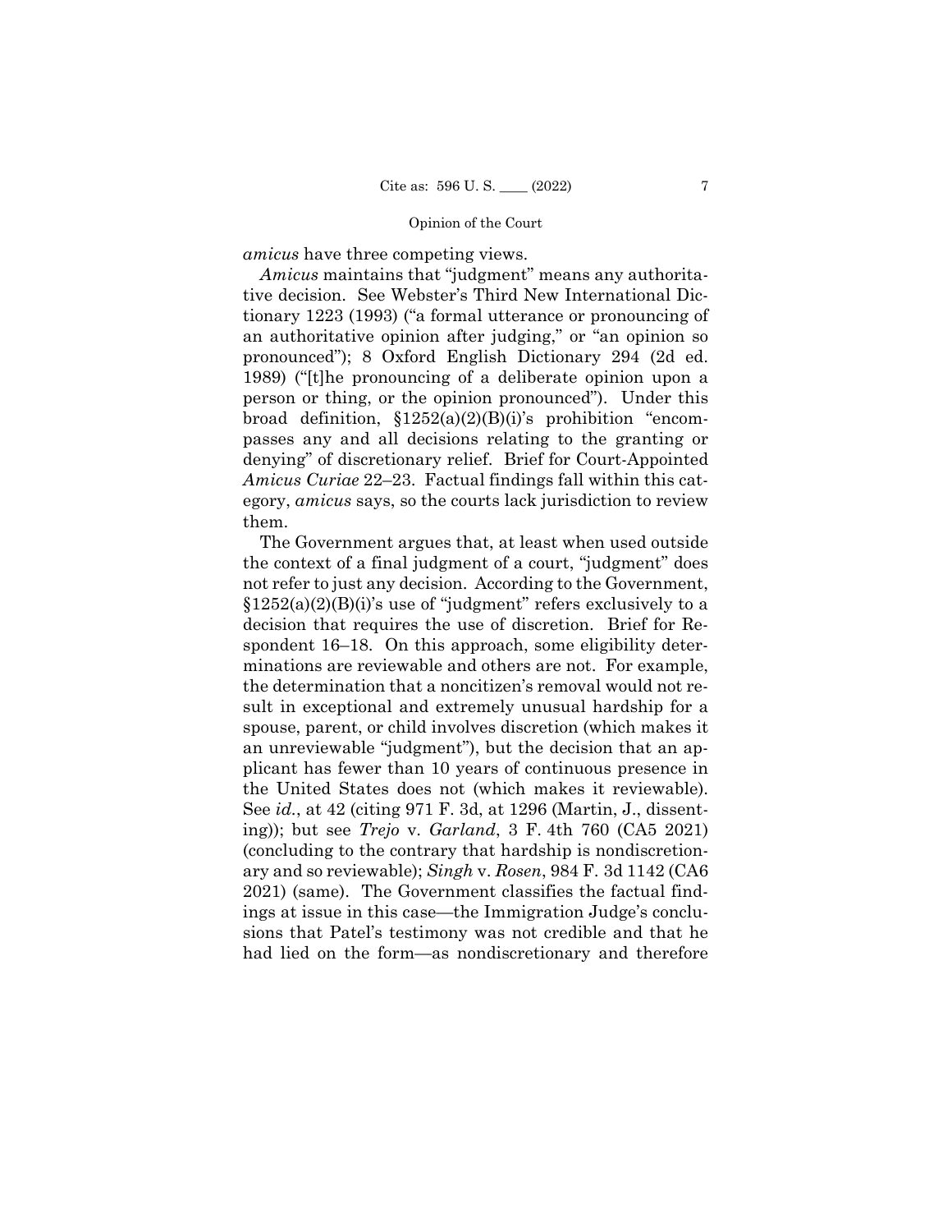*amicus* have three competing views.

*Amicus* maintains that "judgment" means any authoritative decision. See Webster's Third New International Dictionary 1223 (1993) ("a formal utterance or pronouncing of an authoritative opinion after judging," or "an opinion so pronounced"); 8 Oxford English Dictionary 294 (2d ed. 1989) ("[t]he pronouncing of a deliberate opinion upon a person or thing, or the opinion pronounced"). Under this broad definition, §1252(a)(2)(B)(i)'s prohibition "encompasses any and all decisions relating to the granting or denying" of discretionary relief. Brief for Court-Appointed *Amicus Curiae* 22–23. Factual findings fall within this category, *amicus* says, so the courts lack jurisdiction to review them.

The Government argues that, at least when used outside the context of a final judgment of a court, "judgment" does not refer to just any decision. According to the Government, §1252(a)(2)(B)(i)'s use of "judgment" refers exclusively to a decision that requires the use of discretion. Brief for Respondent 16–18. On this approach, some eligibility determinations are reviewable and others are not. For example, the determination that a noncitizen's removal would not result in exceptional and extremely unusual hardship for a spouse, parent, or child involves discretion (which makes it an unreviewable "judgment"), but the decision that an applicant has fewer than 10 years of continuous presence in the United States does not (which makes it reviewable). See *id.*, at 42 (citing 971 F. 3d, at 1296 (Martin, J., dissenting)); but see *Trejo* v. *Garland*, 3 F. 4th 760 (CA5 2021) (concluding to the contrary that hardship is nondiscretionary and so reviewable); *Singh* v. *Rosen*, 984 F. 3d 1142 (CA6 2021) (same). The Government classifies the factual findings at issue in this case—the Immigration Judge's conclusions that Patel's testimony was not credible and that he had lied on the form—as nondiscretionary and therefore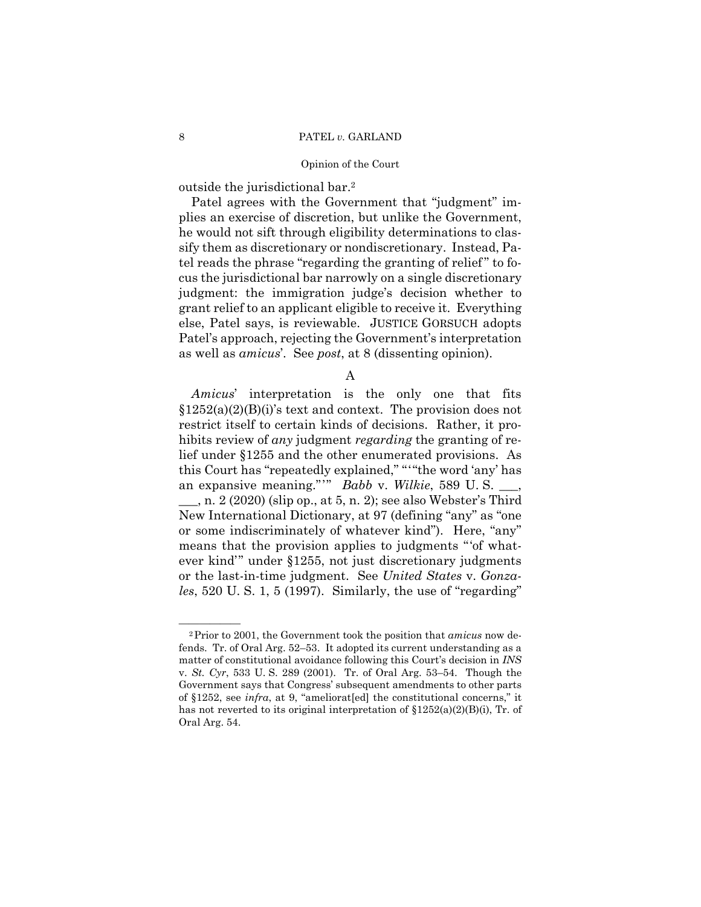outside the jurisdictional bar.[2]

Patel agrees with the Government that "judgment" implies an exercise of discretion, but unlike the Government, he would not sift through eligibility determinations to classify them as discretionary or nondiscretionary. Instead, Patel reads the phrase "regarding the granting of relief" to focus the jurisdictional bar narrowly on a single discretionary judgment: the immigration judge's decision whether to grant relief to an applicant eligible to receive it. Everything else, Patel says, is reviewable. JUSTICE GORSUCH adopts Patel's approach, rejecting the Government's interpretation as well as *amicus*'. See *post*, at 8 (dissenting opinion).

A

*Amicus*' interpretation is the only one that fits §1252(a)(2)(B)(i)'s text and context. The provision does not restrict itself to certain kinds of decisions. Rather, it prohibits review of *any* judgment *regarding* the granting of relief under §1255 and the other enumerated provisions. As this Court has "repeatedly explained," "'"the word 'any' has an expansive meaning."'" *Babb* v. *Wilkie*, 589 U. S. ___, ___, n. 2 (2020) (slip op., at 5, n. 2); see also Webster's Third New International Dictionary, at 97 (defining "any" as "one or some indiscriminately of whatever kind"). Here, "any" means that the provision applies to judgments "'of whatever kind'" under §1255, not just discretionary judgments or the last-in-time judgment. See *United States* v. *Gonzales*, 520 U. S. 1, 5 (1997). Similarly, the use of "regarding"

---

[2] Prior to 2001, the Government took the position that *amicus* now defends. Tr. of Oral Arg. 52–53. It adopted its current understanding as a matter of constitutional avoidance following this Court's decision in *INS* v. *St. Cyr*, 533 U. S. 289 (2001). Tr. of Oral Arg. 53–54. Though the Government says that Congress' subsequent amendments to other parts of §1252, see *infra*, at 9, "ameliorat[ed] the constitutional concerns," it has not reverted to its original interpretation of §1252(a)(2)(B)(i), Tr. of Oral Arg. 54.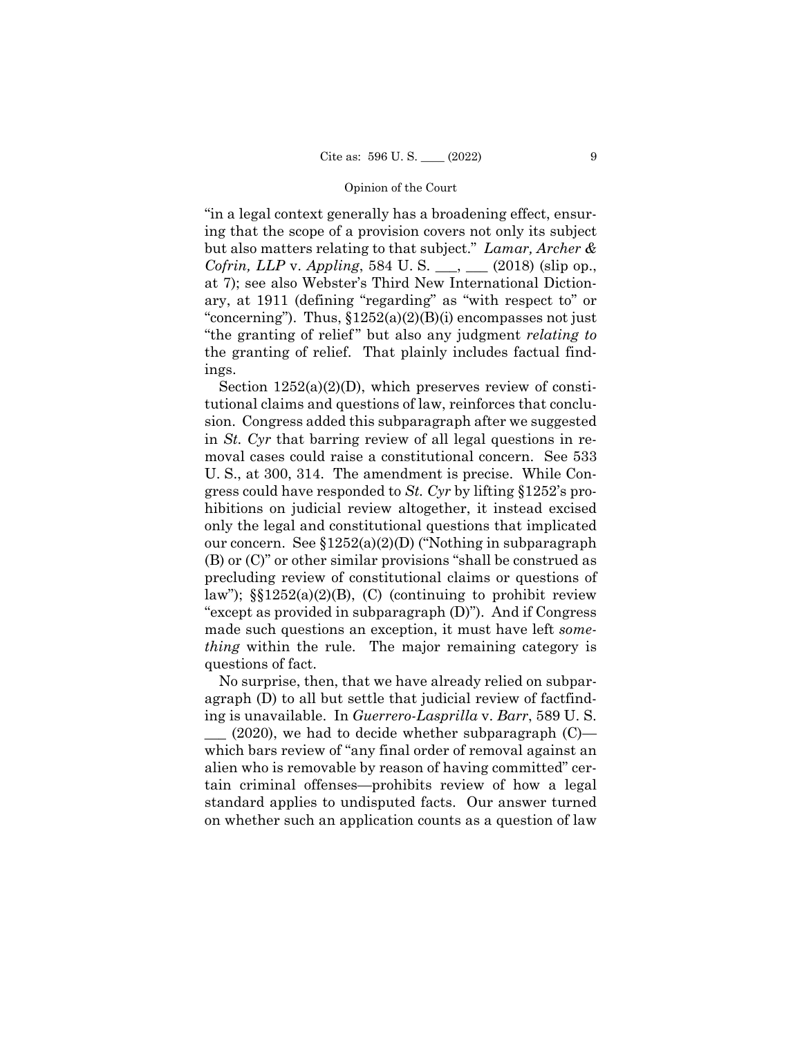"in a legal context generally has a broadening effect, ensuring that the scope of a provision covers not only its subject but also matters relating to that subject." *Lamar, Archer & Cofrin, LLP* v. *Appling*, 584 U. S. ___, ___ (2018) (slip op., at 7); see also Webster's Third New International Dictionary, at 1911 (defining "regarding" as "with respect to" or "concerning"). Thus, §1252(a)(2)(B)(i) encompasses not just "the granting of relief" but also any judgment *relating to* the granting of relief. That plainly includes factual findings.

Section 1252(a)(2)(D), which preserves review of constitutional claims and questions of law, reinforces that conclusion. Congress added this subparagraph after we suggested in *St. Cyr* that barring review of all legal questions in removal cases could raise a constitutional concern. See 533 U. S., at 300, 314. The amendment is precise. While Congress could have responded to *St. Cyr* by lifting §1252's prohibitions on judicial review altogether, it instead excised only the legal and constitutional questions that implicated our concern. See §1252(a)(2)(D) ("Nothing in subparagraph (B) or (C)" or other similar provisions "shall be construed as precluding review of constitutional claims or questions of law"); §§1252(a)(2)(B), (C) (continuing to prohibit review "except as provided in subparagraph (D)"). And if Congress made such questions an exception, it must have left *something* within the rule. The major remaining category is questions of fact.

No surprise, then, that we have already relied on subparagraph (D) to all but settle that judicial review of factfinding is unavailable. In *Guerrero-Lasprilla* v. *Barr*, 589 U. S. ___ (2020), we had to decide whether subparagraph (C)—which bars review of "any final order of removal against an alien who is removable by reason of having committed" certain criminal offenses—prohibits review of how a legal standard applies to undisputed facts. Our answer turned on whether such an application counts as a question of law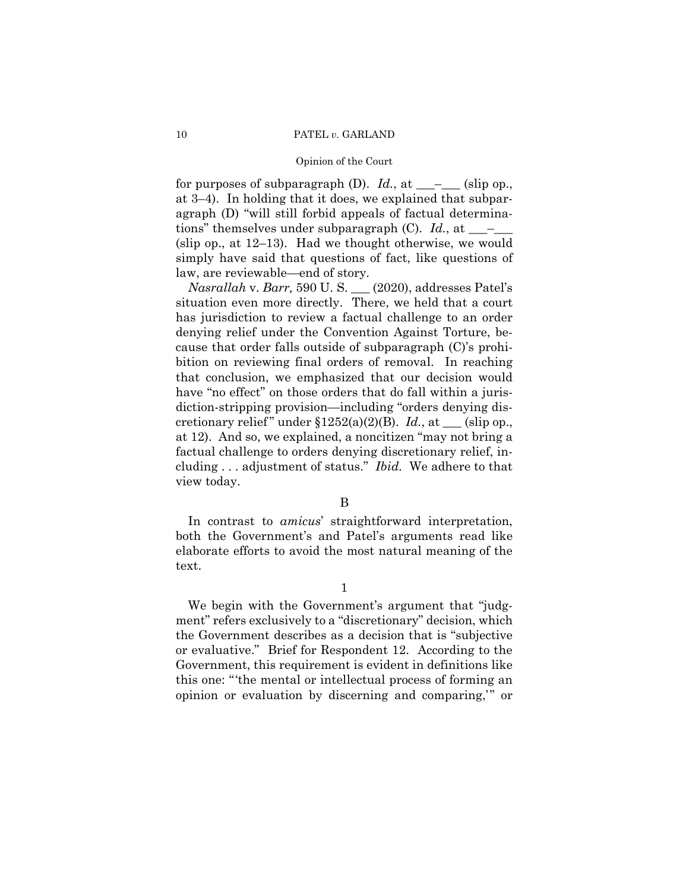for purposes of subparagraph (D). *Id.*, at \_\_\_–\_\_\_ (slip op., at 3–4). In holding that it does, we explained that subparagraph (D) "will still forbid appeals of factual determinations" themselves under subparagraph (C). *Id.*, at \_\_\_–\_\_\_ (slip op., at 12–13). Had we thought otherwise, we would simply have said that questions of fact, like questions of law, are reviewable—end of story.

*Nasrallah* v. *Barr,* 590 U. S. \_\_\_ (2020), addresses Patel's situation even more directly. There, we held that a court has jurisdiction to review a factual challenge to an order denying relief under the Convention Against Torture, because that order falls outside of subparagraph (C)'s prohibition on reviewing final orders of removal. In reaching that conclusion, we emphasized that our decision would have "no effect" on those orders that do fall within a jurisdiction-stripping provision—including "orders denying discretionary relief" under §1252(a)(2)(B). *Id.*, at \_\_\_ (slip op., at 12). And so, we explained, a noncitizen "may not bring a factual challenge to orders denying discretionary relief, including . . . adjustment of status." *Ibid.* We adhere to that view today.

B

In contrast to *amicus*' straightforward interpretation, both the Government's and Patel's arguments read like elaborate efforts to avoid the most natural meaning of the text.

1

We begin with the Government's argument that "judgment" refers exclusively to a "discretionary" decision, which the Government describes as a decision that is "subjective or evaluative." Brief for Respondent 12. According to the Government, this requirement is evident in definitions like this one: "'the mental or intellectual process of forming an opinion or evaluation by discerning and comparing,'" or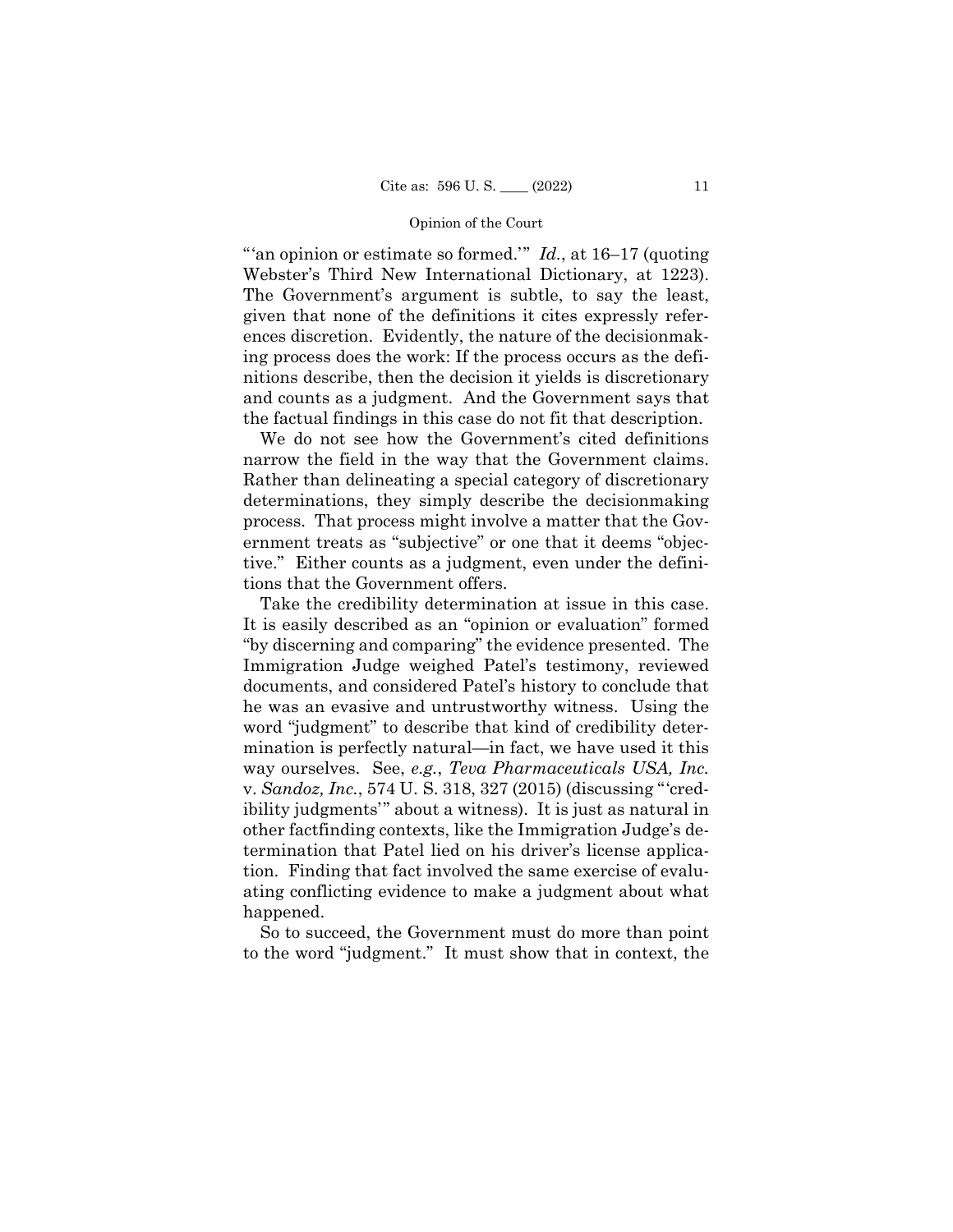"'an opinion or estimate so formed.'" *Id.*, at 16–17 (quoting Webster's Third New International Dictionary, at 1223). The Government's argument is subtle, to say the least, given that none of the definitions it cites expressly references discretion. Evidently, the nature of the decisionmaking process does the work: If the process occurs as the definitions describe, then the decision it yields is discretionary and counts as a judgment. And the Government says that the factual findings in this case do not fit that description.

We do not see how the Government's cited definitions narrow the field in the way that the Government claims. Rather than delineating a special category of discretionary determinations, they simply describe the decisionmaking process. That process might involve a matter that the Government treats as "subjective" or one that it deems "objective." Either counts as a judgment, even under the definitions that the Government offers.

Take the credibility determination at issue in this case. It is easily described as an "opinion or evaluation" formed "by discerning and comparing" the evidence presented. The Immigration Judge weighed Patel's testimony, reviewed documents, and considered Patel's history to conclude that he was an evasive and untrustworthy witness. Using the word "judgment" to describe that kind of credibility determination is perfectly natural—in fact, we have used it this way ourselves. See, *e.g.*, *Teva Pharmaceuticals USA, Inc.* v. *Sandoz, Inc.*, 574 U. S. 318, 327 (2015) (discussing "'credibility judgments'" about a witness). It is just as natural in other factfinding contexts, like the Immigration Judge's determination that Patel lied on his driver's license application. Finding that fact involved the same exercise of evaluating conflicting evidence to make a judgment about what happened.

So to succeed, the Government must do more than point to the word "judgment." It must show that in context, the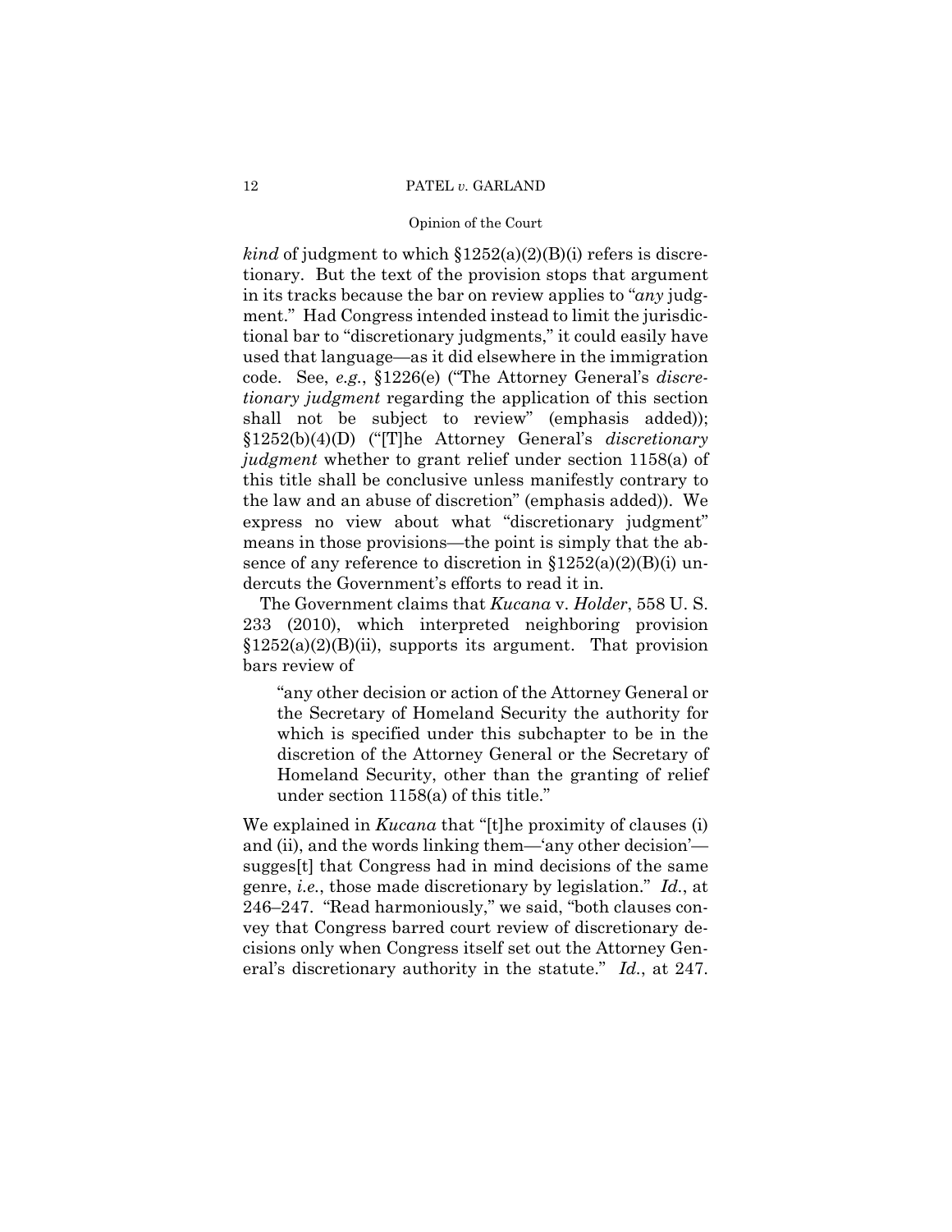*kind* of judgment to which §1252(a)(2)(B)(i) refers is discretionary. But the text of the provision stops that argument in its tracks because the bar on review applies to "*any* judgment." Had Congress intended instead to limit the jurisdictional bar to "discretionary judgments," it could easily have used that language—as it did elsewhere in the immigration code. See, *e.g.*, §1226(e) ("The Attorney General's *discretionary judgment* regarding the application of this section shall not be subject to review" (emphasis added)); §1252(b)(4)(D) ("[T]he Attorney General's *discretionary judgment* whether to grant relief under section 1158(a) of this title shall be conclusive unless manifestly contrary to the law and an abuse of discretion" (emphasis added)). We express no view about what "discretionary judgment" means in those provisions—the point is simply that the absence of any reference to discretion in §1252(a)(2)(B)(i) undercuts the Government's efforts to read it in.

The Government claims that *Kucana* v. *Holder*, 558 U. S. 233 (2010), which interpreted neighboring provision §1252(a)(2)(B)(ii), supports its argument. That provision bars review of

> "any other decision or action of the Attorney General or the Secretary of Homeland Security the authority for which is specified under this subchapter to be in the discretion of the Attorney General or the Secretary of Homeland Security, other than the granting of relief under section 1158(a) of this title."

We explained in *Kucana* that "[t]he proximity of clauses (i) and (ii), and the words linking them—'any other decision'—sugges[t] that Congress had in mind decisions of the same genre, *i.e.*, those made discretionary by legislation." *Id.*, at 246–247. "Read harmoniously," we said, "both clauses convey that Congress barred court review of discretionary decisions only when Congress itself set out the Attorney General's discretionary authority in the statute." *Id.*, at 247.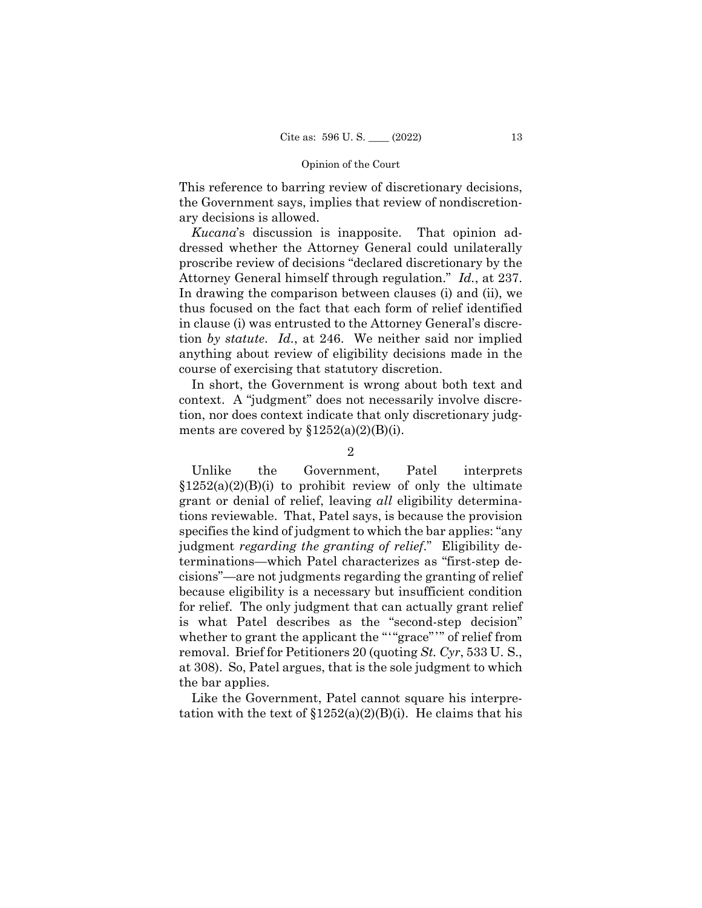This reference to barring review of discretionary decisions, the Government says, implies that review of nondiscretionary decisions is allowed.

*Kucana*'s discussion is inapposite. That opinion addressed whether the Attorney General could unilaterally proscribe review of decisions "declared discretionary by the Attorney General himself through regulation." *Id.*, at 237. In drawing the comparison between clauses (i) and (ii), we thus focused on the fact that each form of relief identified in clause (i) was entrusted to the Attorney General's discretion *by statute*. *Id.*, at 246. We neither said nor implied anything about review of eligibility decisions made in the course of exercising that statutory discretion.

In short, the Government is wrong about both text and context. A "judgment" does not necessarily involve discretion, nor does context indicate that only discretionary judgments are covered by §1252(a)(2)(B)(i).

2

Unlike the Government, Patel interprets §1252(a)(2)(B)(i) to prohibit review of only the ultimate grant or denial of relief, leaving *all* eligibility determinations reviewable. That, Patel says, is because the provision specifies the kind of judgment to which the bar applies: "any judgment *regarding the granting of relief*." Eligibility determinations—which Patel characterizes as "first-step decisions"—are not judgments regarding the granting of relief because eligibility is a necessary but insufficient condition for relief. The only judgment that can actually grant relief is what Patel describes as the "second-step decision" whether to grant the applicant the "'"grace"'" of relief from removal. Brief for Petitioners 20 (quoting *St. Cyr*, 533 U. S., at 308). So, Patel argues, that is the sole judgment to which the bar applies.

Like the Government, Patel cannot square his interpretation with the text of §1252(a)(2)(B)(i). He claims that his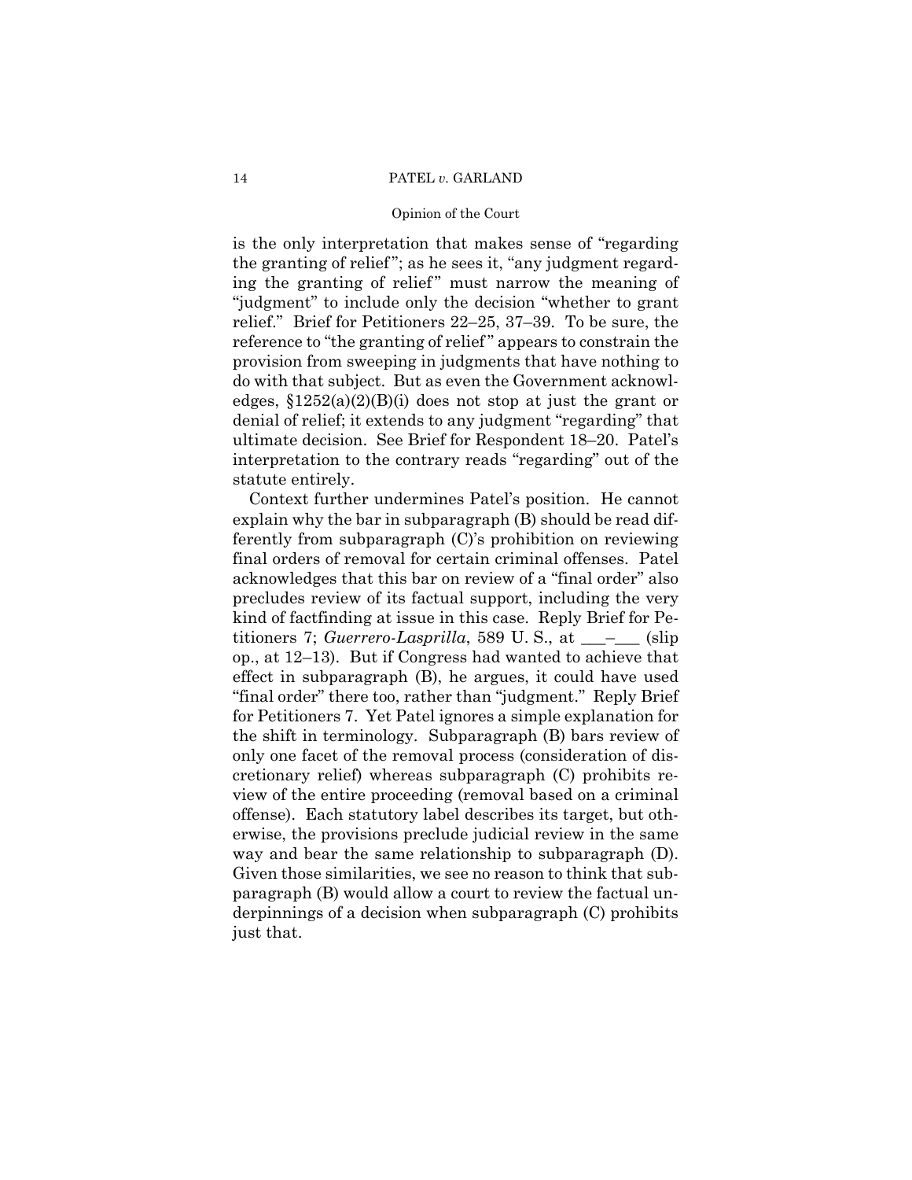is the only interpretation that makes sense of "regarding the granting of relief"; as he sees it, "any judgment regarding the granting of relief" must narrow the meaning of "judgment" to include only the decision "whether to grant relief." Brief for Petitioners 22–25, 37–39. To be sure, the reference to "the granting of relief" appears to constrain the provision from sweeping in judgments that have nothing to do with that subject. But as even the Government acknowledges, §1252(a)(2)(B)(i) does not stop at just the grant or denial of relief; it extends to any judgment "regarding" that ultimate decision. See Brief for Respondent 18–20. Patel's interpretation to the contrary reads "regarding" out of the statute entirely.

Context further undermines Patel's position. He cannot explain why the bar in subparagraph (B) should be read differently from subparagraph (C)'s prohibition on reviewing final orders of removal for certain criminal offenses. Patel acknowledges that this bar on review of a "final order" also precludes review of its factual support, including the very kind of factfinding at issue in this case. Reply Brief for Petitioners 7; *Guerrero-Lasprilla*, 589 U. S., at \_\_\_–\_\_\_ (slip op., at 12–13). But if Congress had wanted to achieve that effect in subparagraph (B), he argues, it could have used "final order" there too, rather than "judgment." Reply Brief for Petitioners 7. Yet Patel ignores a simple explanation for the shift in terminology. Subparagraph (B) bars review of only one facet of the removal process (consideration of discretionary relief) whereas subparagraph (C) prohibits review of the entire proceeding (removal based on a criminal offense). Each statutory label describes its target, but otherwise, the provisions preclude judicial review in the same way and bear the same relationship to subparagraph (D). Given those similarities, we see no reason to think that subparagraph (B) would allow a court to review the factual underpinnings of a decision when subparagraph (C) prohibits just that.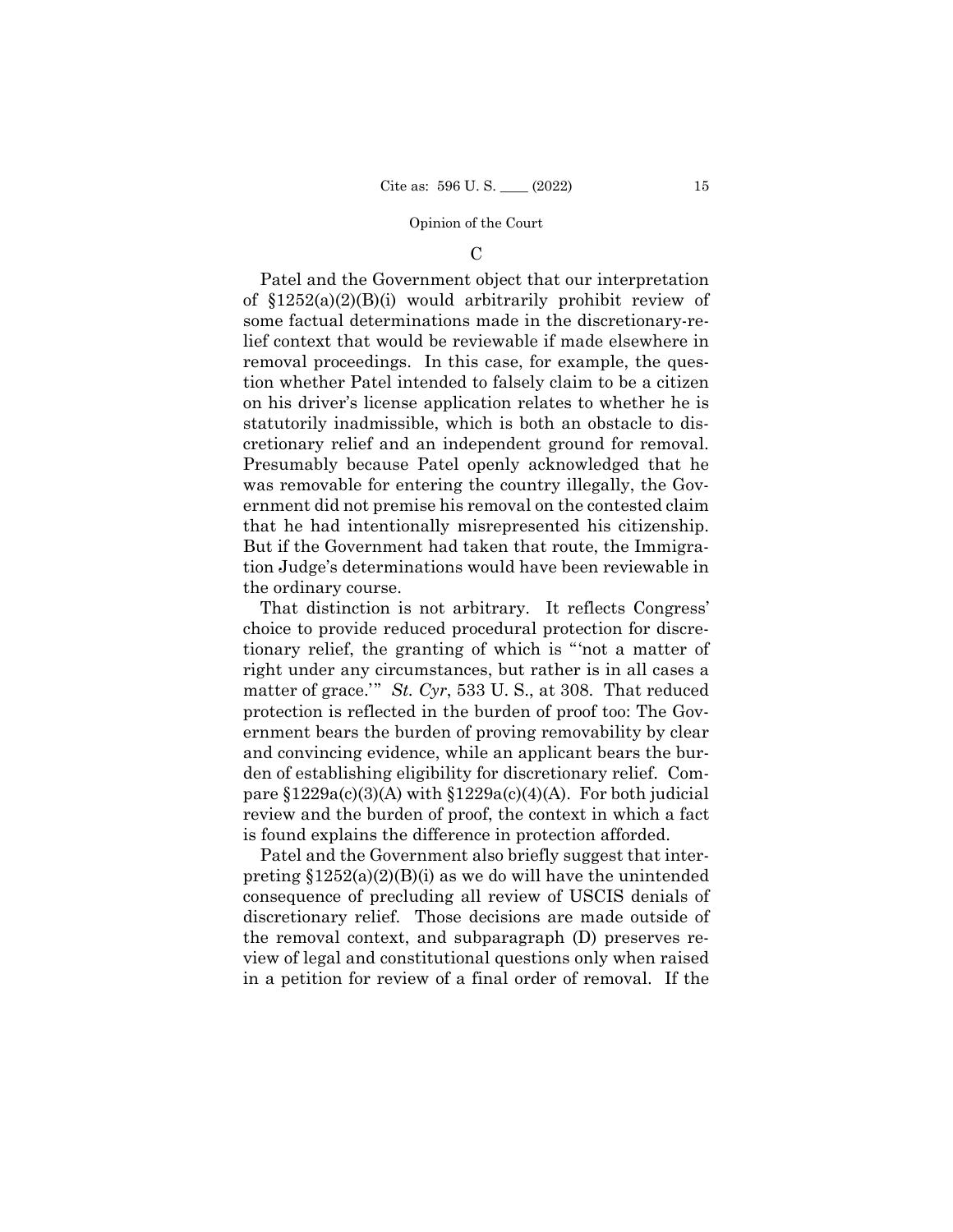### C

Patel and the Government object that our interpretation of §1252(a)(2)(B)(i) would arbitrarily prohibit review of some factual determinations made in the discretionary-relief context that would be reviewable if made elsewhere in removal proceedings. In this case, for example, the question whether Patel intended to falsely claim to be a citizen on his driver's license application relates to whether he is statutorily inadmissible, which is both an obstacle to discretionary relief and an independent ground for removal. Presumably because Patel openly acknowledged that he was removable for entering the country illegally, the Government did not premise his removal on the contested claim that he had intentionally misrepresented his citizenship. But if the Government had taken that route, the Immigration Judge's determinations would have been reviewable in the ordinary course.

That distinction is not arbitrary. It reflects Congress' choice to provide reduced procedural protection for discretionary relief, the granting of which is "'not a matter of right under any circumstances, but rather is in all cases a matter of grace.'" *St. Cyr*, 533 U. S., at 308. That reduced protection is reflected in the burden of proof too: The Government bears the burden of proving removability by clear and convincing evidence, while an applicant bears the burden of establishing eligibility for discretionary relief. Compare §1229a(c)(3)(A) with §1229a(c)(4)(A). For both judicial review and the burden of proof, the context in which a fact is found explains the difference in protection afforded.

Patel and the Government also briefly suggest that interpreting §1252(a)(2)(B)(i) as we do will have the unintended consequence of precluding all review of USCIS denials of discretionary relief. Those decisions are made outside of the removal context, and subparagraph (D) preserves review of legal and constitutional questions only when raised in a petition for review of a final order of removal. If the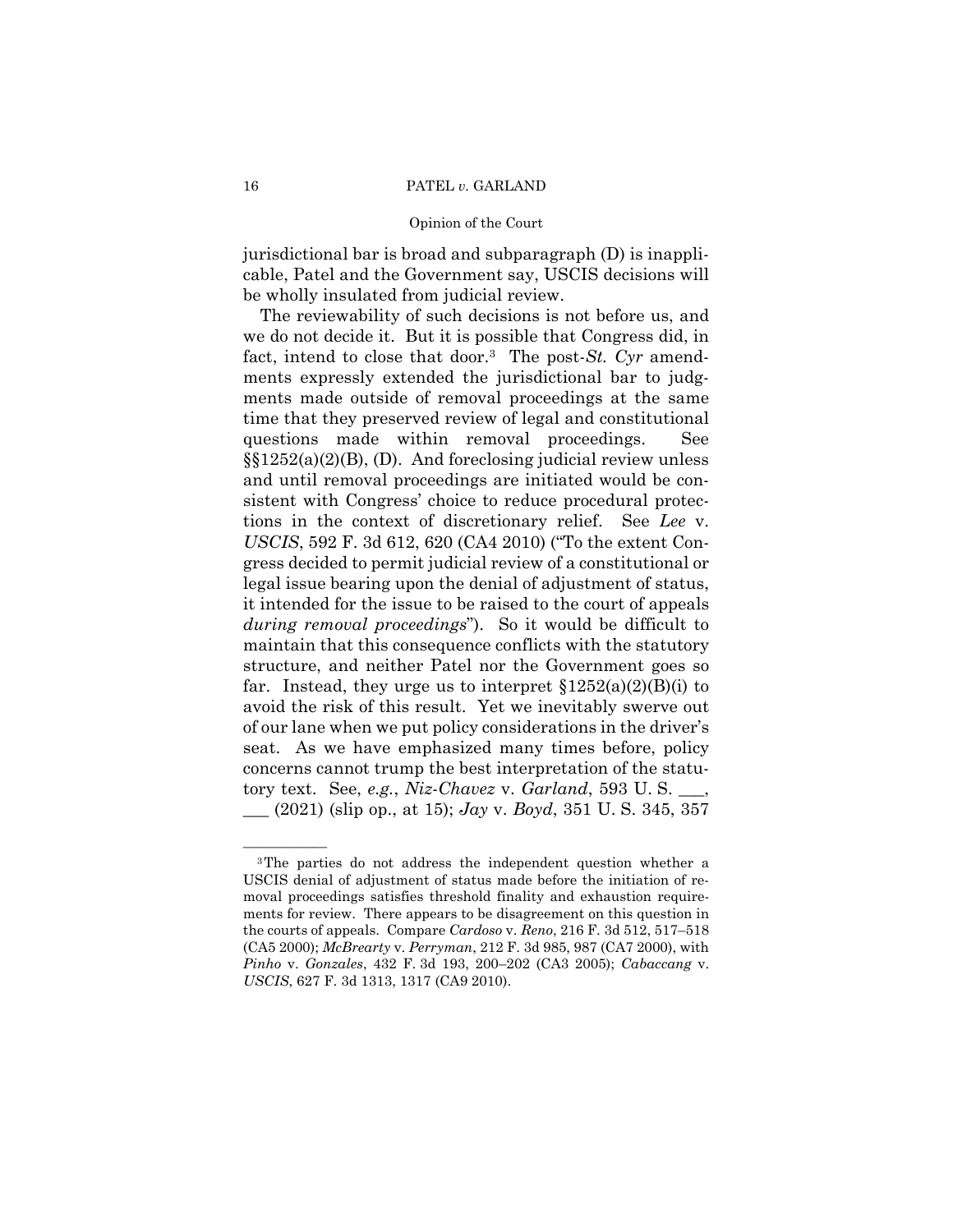jurisdictional bar is broad and subparagraph (D) is inapplicable, Patel and the Government say, USCIS decisions will be wholly insulated from judicial review.

The reviewability of such decisions is not before us, and we do not decide it. But it is possible that Congress did, in fact, intend to close that door.[3] The post-*St. Cyr* amendments expressly extended the jurisdictional bar to judgments made outside of removal proceedings at the same time that they preserved review of legal and constitutional questions made within removal proceedings. See §§1252(a)(2)(B), (D). And foreclosing judicial review unless and until removal proceedings are initiated would be consistent with Congress' choice to reduce procedural protections in the context of discretionary relief. See *Lee* v. *USCIS*, 592 F. 3d 612, 620 (CA4 2010) ("To the extent Congress decided to permit judicial review of a constitutional or legal issue bearing upon the denial of adjustment of status, it intended for the issue to be raised to the court of appeals *during removal proceedings*"). So it would be difficult to maintain that this consequence conflicts with the statutory structure, and neither Patel nor the Government goes so far. Instead, they urge us to interpret §1252(a)(2)(B)(i) to avoid the risk of this result. Yet we inevitably swerve out of our lane when we put policy considerations in the driver's seat. As we have emphasized many times before, policy concerns cannot trump the best interpretation of the statutory text. See, *e.g.*, *Niz-Chavez* v. *Garland*, 593 U. S. ___, ___ (2021) (slip op., at 15); *Jay* v. *Boyd*, 351 U. S. 345, 357

---

[3] The parties do not address the independent question whether a USCIS denial of adjustment of status made before the initiation of removal proceedings satisfies threshold finality and exhaustion requirements for review. There appears to be disagreement on this question in the courts of appeals. Compare *Cardoso* v. *Reno*, 216 F. 3d 512, 517–518 (CA5 2000); *McBrearty* v. *Perryman*, 212 F. 3d 985, 987 (CA7 2000), with *Pinho* v. *Gonzales*, 432 F. 3d 193, 200–202 (CA3 2005); *Cabaccang* v. *USCIS*, 627 F. 3d 1313, 1317 (CA9 2010).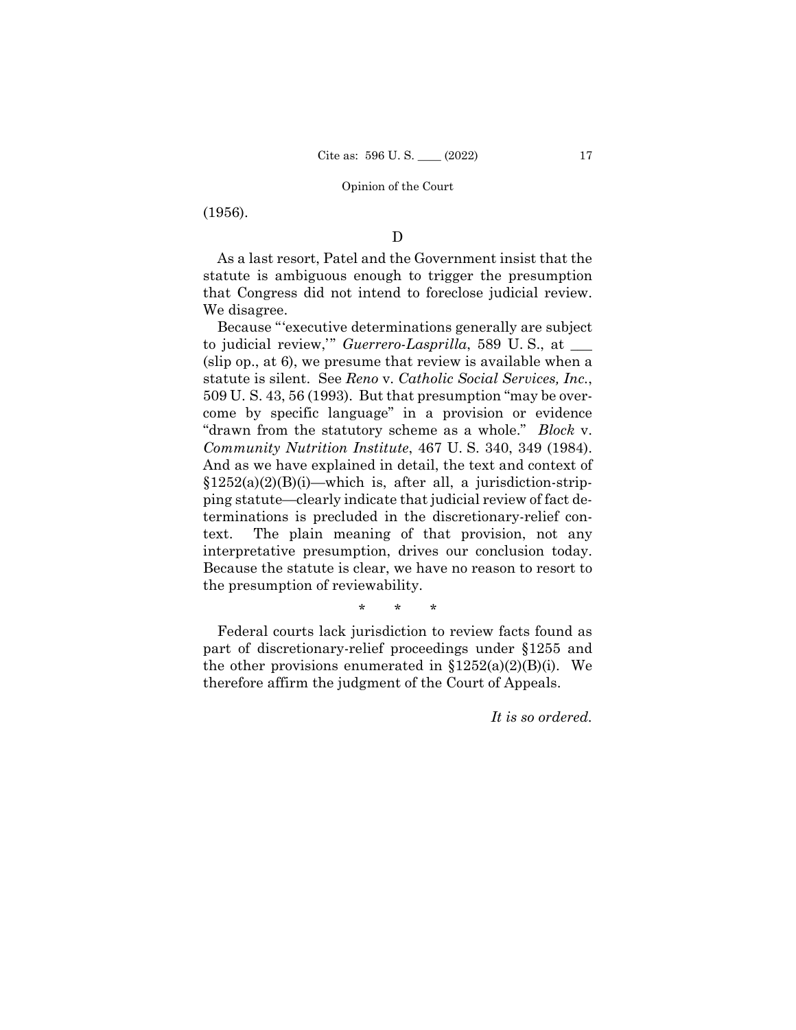(1956).

D

As a last resort, Patel and the Government insist that the statute is ambiguous enough to trigger the presumption that Congress did not intend to foreclose judicial review. We disagree.

Because "'executive determinations generally are subject to judicial review,'" *Guerrero-Lasprilla*, 589 U. S., at ___ (slip op., at 6), we presume that review is available when a statute is silent. See *Reno* v. *Catholic Social Services, Inc.*, 509 U. S. 43, 56 (1993). But that presumption "may be overcome by specific language" in a provision or evidence "drawn from the statutory scheme as a whole." *Block* v. *Community Nutrition Institute*, 467 U. S. 340, 349 (1984). And as we have explained in detail, the text and context of §1252(a)(2)(B)(i)—which is, after all, a jurisdiction-stripping statute—clearly indicate that judicial review of fact determinations is precluded in the discretionary-relief context. The plain meaning of that provision, not any interpretative presumption, drives our conclusion today. Because the statute is clear, we have no reason to resort to the presumption of reviewability.

\* \* \*

Federal courts lack jurisdiction to review facts found as part of discretionary-relief proceedings under §1255 and the other provisions enumerated in §1252(a)(2)(B)(i). We therefore affirm the judgment of the Court of Appeals.

*It is so ordered.*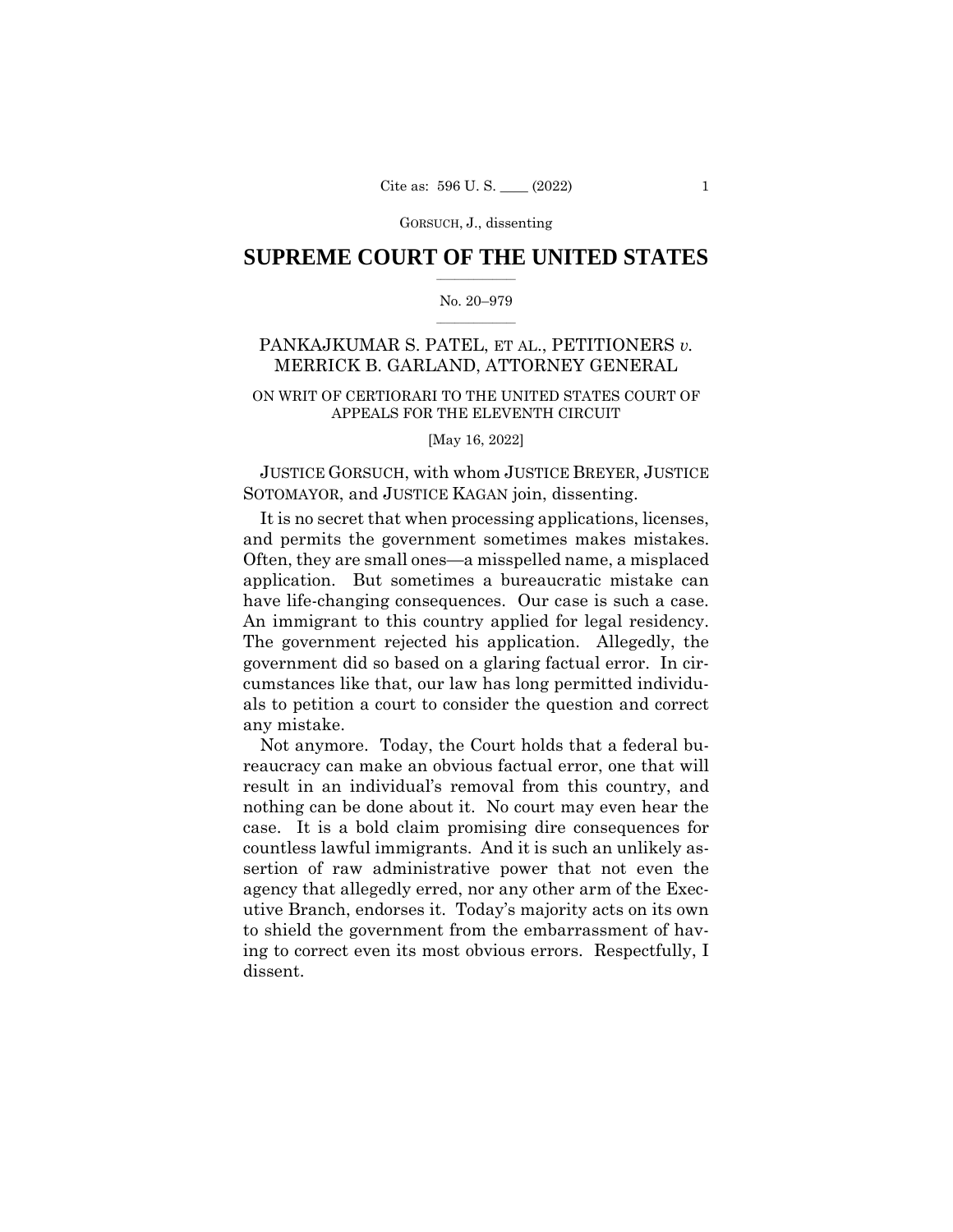# SUPREME COURT OF THE UNITED STATES

No. 20–979

PANKAJKUMAR S. PATEL, ET AL., PETITIONERS *v.* MERRICK B. GARLAND, ATTORNEY GENERAL

ON WRIT OF CERTIORARI TO THE UNITED STATES COURT OF APPEALS FOR THE ELEVENTH CIRCUIT

[May 16, 2022]

JUSTICE GORSUCH, with whom JUSTICE BREYER, JUSTICE SOTOMAYOR, and JUSTICE KAGAN join, dissenting.

It is no secret that when processing applications, licenses, and permits the government sometimes makes mistakes. Often, they are small ones—a misspelled name, a misplaced application. But sometimes a bureaucratic mistake can have life-changing consequences. Our case is such a case. An immigrant to this country applied for legal residency. The government rejected his application. Allegedly, the government did so based on a glaring factual error. In circumstances like that, our law has long permitted individuals to petition a court to consider the question and correct any mistake.

Not anymore. Today, the Court holds that a federal bureaucracy can make an obvious factual error, one that will result in an individual's removal from this country, and nothing can be done about it. No court may even hear the case. It is a bold claim promising dire consequences for countless lawful immigrants. And it is such an unlikely assertion of raw administrative power that not even the agency that allegedly erred, nor any other arm of the Executive Branch, endorses it. Today's majority acts on its own to shield the government from the embarrassment of having to correct even its most obvious errors. Respectfully, I dissent.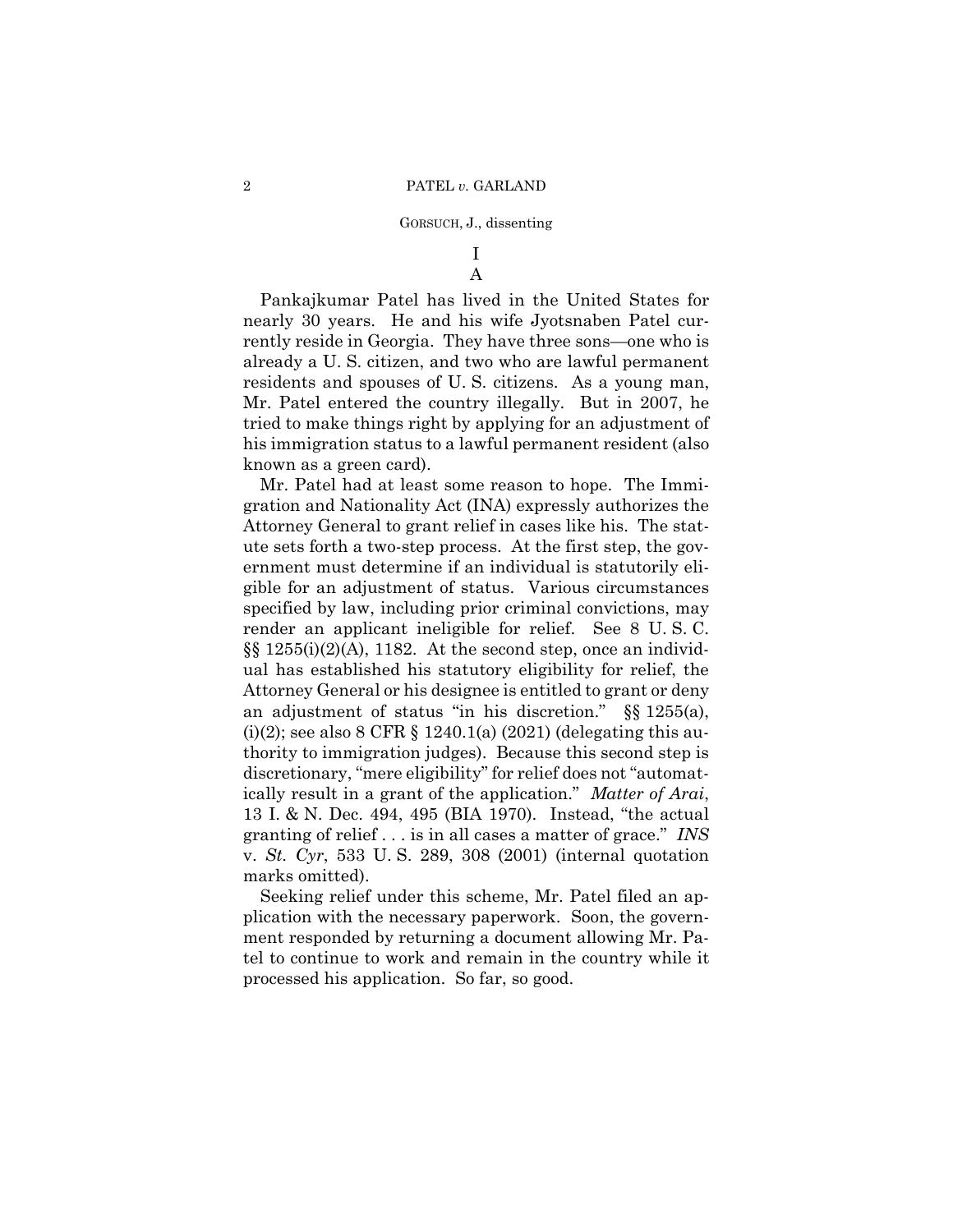# I

## A

Pankajkumar Patel has lived in the United States for nearly 30 years. He and his wife Jyotsnaben Patel currently reside in Georgia. They have three sons—one who is already a U. S. citizen, and two who are lawful permanent residents and spouses of U. S. citizens. As a young man, Mr. Patel entered the country illegally. But in 2007, he tried to make things right by applying for an adjustment of his immigration status to a lawful permanent resident (also known as a green card).

Mr. Patel had at least some reason to hope. The Immigration and Nationality Act (INA) expressly authorizes the Attorney General to grant relief in cases like his. The statute sets forth a two-step process. At the first step, the government must determine if an individual is statutorily eligible for an adjustment of status. Various circumstances specified by law, including prior criminal convictions, may render an applicant ineligible for relief. See 8 U. S. C. §§ 1255(i)(2)(A), 1182. At the second step, once an individual has established his statutory eligibility for relief, the Attorney General or his designee is entitled to grant or deny an adjustment of status "in his discretion." §§ 1255(a), (i)(2); see also 8 CFR § 1240.1(a) (2021) (delegating this authority to immigration judges). Because this second step is discretionary, "mere eligibility" for relief does not "automatically result in a grant of the application." *Matter of Arai*, 13 I. & N. Dec. 494, 495 (BIA 1970). Instead, "the actual granting of relief . . . is in all cases a matter of grace." *INS* v. *St. Cyr*, 533 U. S. 289, 308 (2001) (internal quotation marks omitted).

Seeking relief under this scheme, Mr. Patel filed an application with the necessary paperwork. Soon, the government responded by returning a document allowing Mr. Patel to continue to work and remain in the country while it processed his application. So far, so good.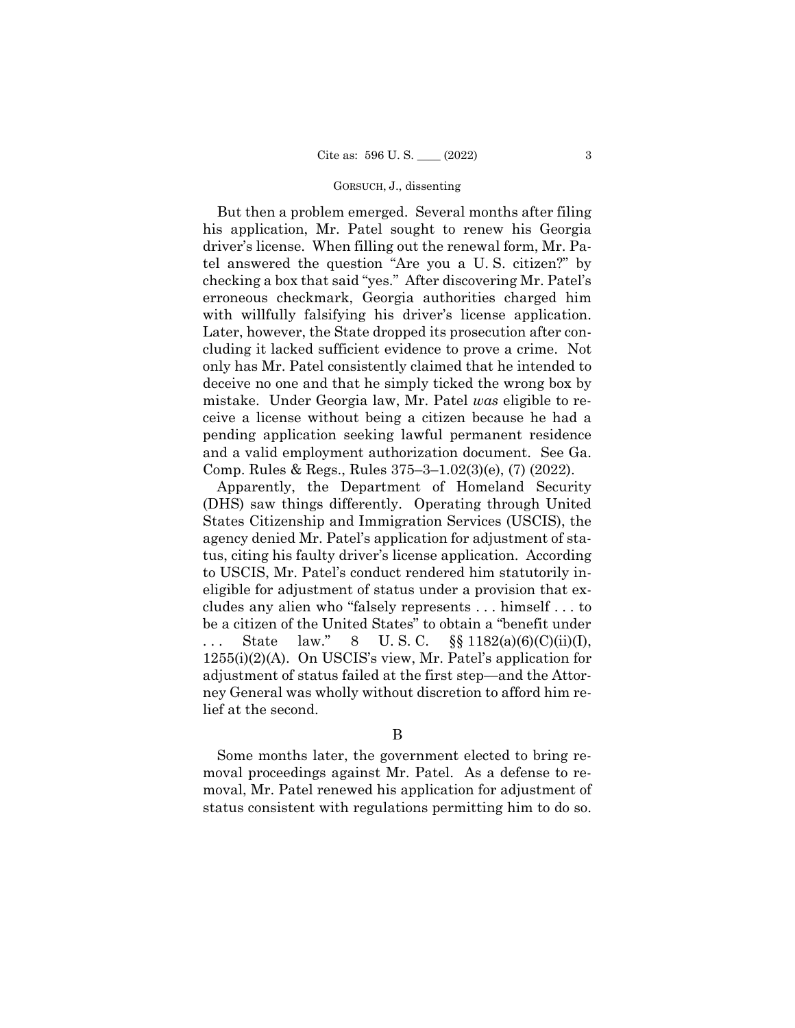But then a problem emerged. Several months after filing his application, Mr. Patel sought to renew his Georgia driver's license. When filling out the renewal form, Mr. Patel answered the question "Are you a U. S. citizen?" by checking a box that said "yes." After discovering Mr. Patel's erroneous checkmark, Georgia authorities charged him with willfully falsifying his driver's license application. Later, however, the State dropped its prosecution after concluding it lacked sufficient evidence to prove a crime. Not only has Mr. Patel consistently claimed that he intended to deceive no one and that he simply ticked the wrong box by mistake. Under Georgia law, Mr. Patel *was* eligible to receive a license without being a citizen because he had a pending application seeking lawful permanent residence and a valid employment authorization document. See Ga. Comp. Rules & Regs., Rules 375–3–1.02(3)(e), (7) (2022).

Apparently, the Department of Homeland Security (DHS) saw things differently. Operating through United States Citizenship and Immigration Services (USCIS), the agency denied Mr. Patel's application for adjustment of status, citing his faulty driver's license application. According to USCIS, Mr. Patel's conduct rendered him statutorily ineligible for adjustment of status under a provision that excludes any alien who "falsely represents . . . himself . . . to be a citizen of the United States" to obtain a "benefit under . . . State law." 8 U. S. C. §§ 1182(a)(6)(C)(ii)(I), 1255(i)(2)(A). On USCIS's view, Mr. Patel's application for adjustment of status failed at the first step—and the Attorney General was wholly without discretion to afford him relief at the second.

### B

Some months later, the government elected to bring removal proceedings against Mr. Patel. As a defense to removal, Mr. Patel renewed his application for adjustment of status consistent with regulations permitting him to do so.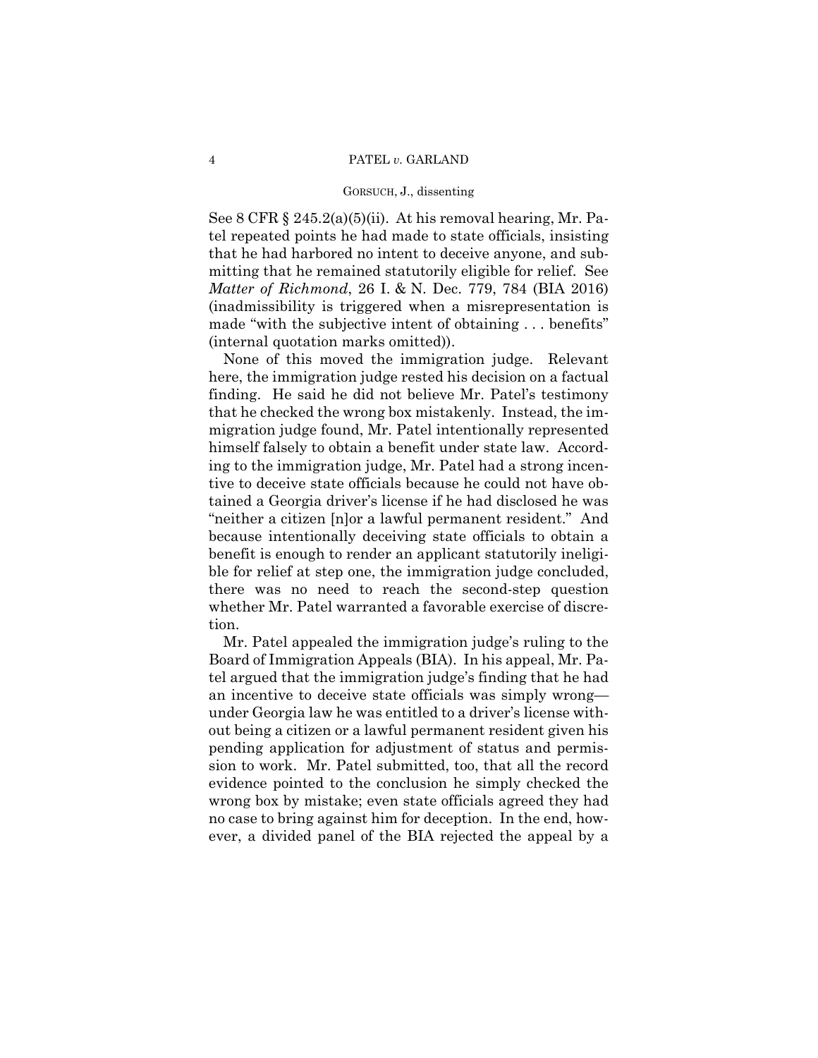See 8 CFR § 245.2(a)(5)(ii). At his removal hearing, Mr. Patel repeated points he had made to state officials, insisting that he had harbored no intent to deceive anyone, and submitting that he remained statutorily eligible for relief. See *Matter of Richmond*, 26 I. & N. Dec. 779, 784 (BIA 2016) (inadmissibility is triggered when a misrepresentation is made "with the subjective intent of obtaining . . . benefits" (internal quotation marks omitted)).

None of this moved the immigration judge. Relevant here, the immigration judge rested his decision on a factual finding. He said he did not believe Mr. Patel's testimony that he checked the wrong box mistakenly. Instead, the immigration judge found, Mr. Patel intentionally represented himself falsely to obtain a benefit under state law. According to the immigration judge, Mr. Patel had a strong incentive to deceive state officials because he could not have obtained a Georgia driver's license if he had disclosed he was "neither a citizen [n]or a lawful permanent resident." And because intentionally deceiving state officials to obtain a benefit is enough to render an applicant statutorily ineligible for relief at step one, the immigration judge concluded, there was no need to reach the second-step question whether Mr. Patel warranted a favorable exercise of discretion.

Mr. Patel appealed the immigration judge's ruling to the Board of Immigration Appeals (BIA). In his appeal, Mr. Patel argued that the immigration judge's finding that he had an incentive to deceive state officials was simply wrong—under Georgia law he was entitled to a driver's license without being a citizen or a lawful permanent resident given his pending application for adjustment of status and permission to work. Mr. Patel submitted, too, that all the record evidence pointed to the conclusion he simply checked the wrong box by mistake; even state officials agreed they had no case to bring against him for deception. In the end, however, a divided panel of the BIA rejected the appeal by a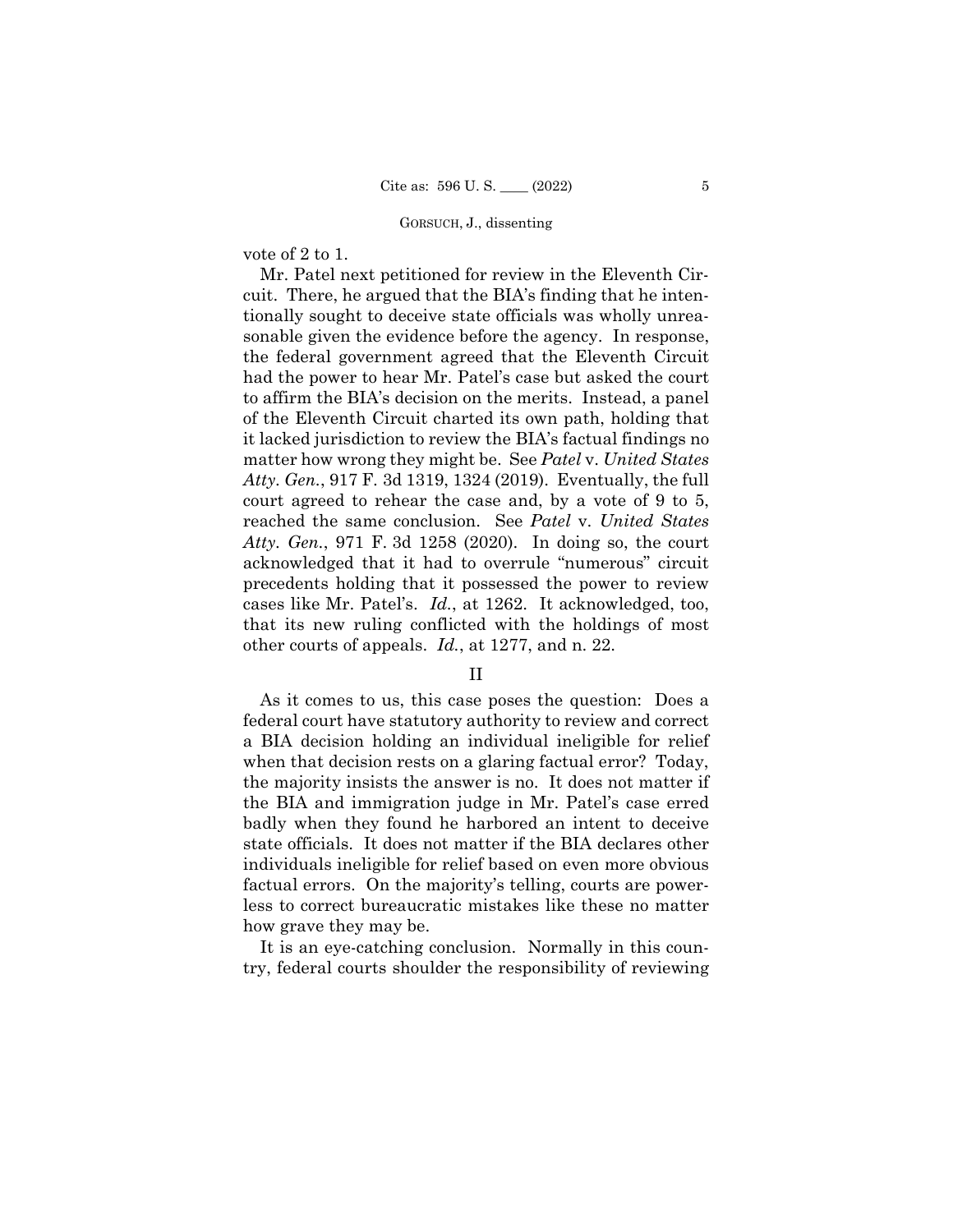vote of 2 to 1.

Mr. Patel next petitioned for review in the Eleventh Circuit. There, he argued that the BIA's finding that he intentionally sought to deceive state officials was wholly unreasonable given the evidence before the agency. In response, the federal government agreed that the Eleventh Circuit had the power to hear Mr. Patel's case but asked the court to affirm the BIA's decision on the merits. Instead, a panel of the Eleventh Circuit charted its own path, holding that it lacked jurisdiction to review the BIA's factual findings no matter how wrong they might be. See *Patel* v. *United States Atty. Gen.*, 917 F. 3d 1319, 1324 (2019). Eventually, the full court agreed to rehear the case and, by a vote of 9 to 5, reached the same conclusion. See *Patel* v. *United States Atty. Gen.*, 971 F. 3d 1258 (2020). In doing so, the court acknowledged that it had to overrule "numerous" circuit precedents holding that it possessed the power to review cases like Mr. Patel's. *Id.*, at 1262. It acknowledged, too, that its new ruling conflicted with the holdings of most other courts of appeals. *Id.*, at 1277, and n. 22.

## II

As it comes to us, this case poses the question: Does a federal court have statutory authority to review and correct a BIA decision holding an individual ineligible for relief when that decision rests on a glaring factual error? Today, the majority insists the answer is no. It does not matter if the BIA and immigration judge in Mr. Patel's case erred badly when they found he harbored an intent to deceive state officials. It does not matter if the BIA declares other individuals ineligible for relief based on even more obvious factual errors. On the majority's telling, courts are powerless to correct bureaucratic mistakes like these no matter how grave they may be.

It is an eye-catching conclusion. Normally in this country, federal courts shoulder the responsibility of reviewing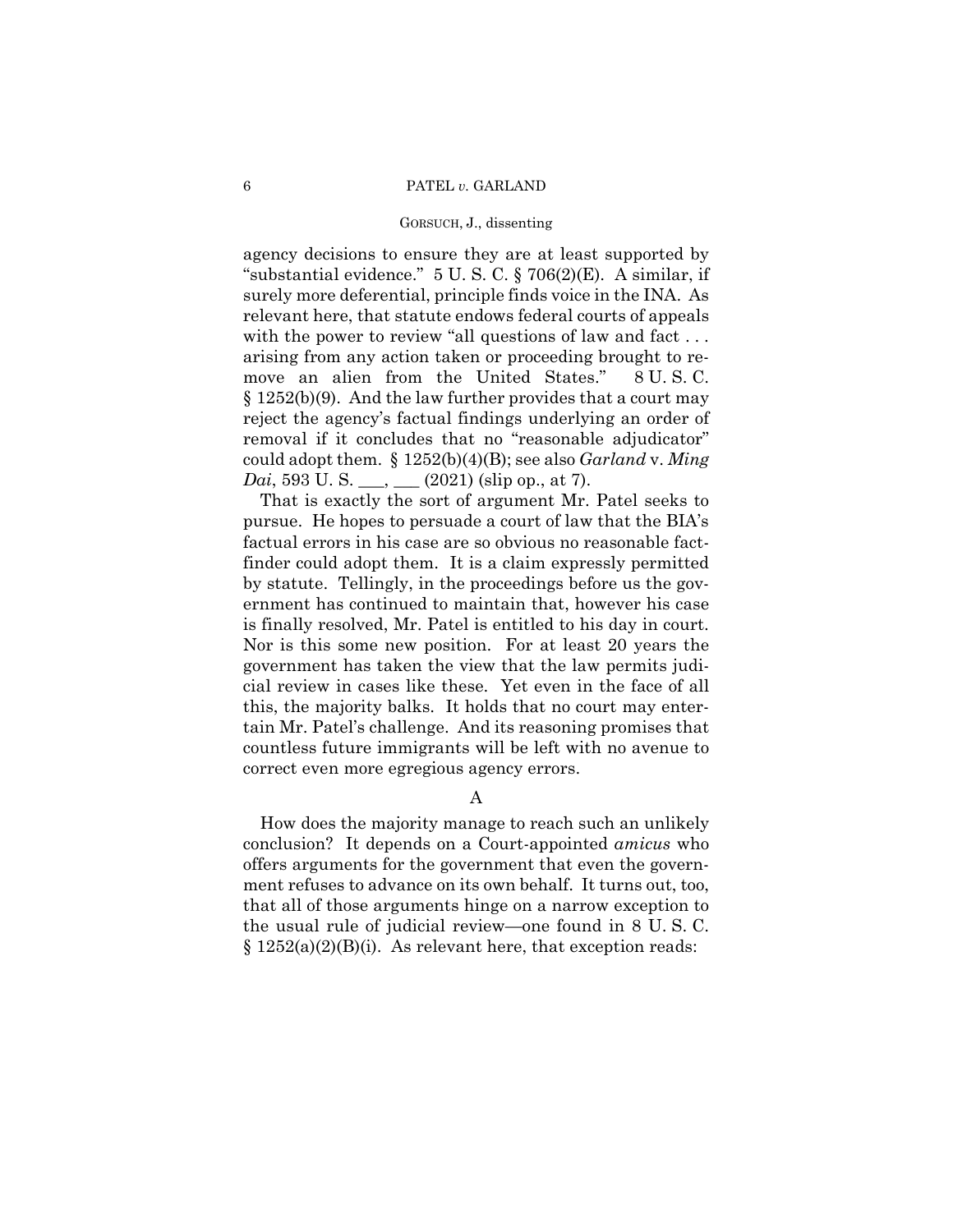agency decisions to ensure they are at least supported by "substantial evidence." 5 U. S. C. § 706(2)(E). A similar, if surely more deferential, principle finds voice in the INA. As relevant here, that statute endows federal courts of appeals with the power to review "all questions of law and fact . . . arising from any action taken or proceeding brought to remove an alien from the United States." 8 U. S. C. § 1252(b)(9). And the law further provides that a court may reject the agency's factual findings underlying an order of removal if it concludes that no "reasonable adjudicator" could adopt them. § 1252(b)(4)(B); see also *Garland* v. *Ming Dai*, 593 U. S. ___, ___ (2021) (slip op., at 7).

That is exactly the sort of argument Mr. Patel seeks to pursue. He hopes to persuade a court of law that the BIA's factual errors in his case are so obvious no reasonable fact-finder could adopt them. It is a claim expressly permitted by statute. Tellingly, in the proceedings before us the government has continued to maintain that, however his case is finally resolved, Mr. Patel is entitled to his day in court. Nor is this some new position. For at least 20 years the government has taken the view that the law permits judicial review in cases like these. Yet even in the face of all this, the majority balks. It holds that no court may entertain Mr. Patel's challenge. And its reasoning promises that countless future immigrants will be left with no avenue to correct even more egregious agency errors.

### A

How does the majority manage to reach such an unlikely conclusion? It depends on a Court-appointed *amicus* who offers arguments for the government that even the government refuses to advance on its own behalf. It turns out, too, that all of those arguments hinge on a narrow exception to the usual rule of judicial review—one found in 8 U. S. C. § 1252(a)(2)(B)(i). As relevant here, that exception reads: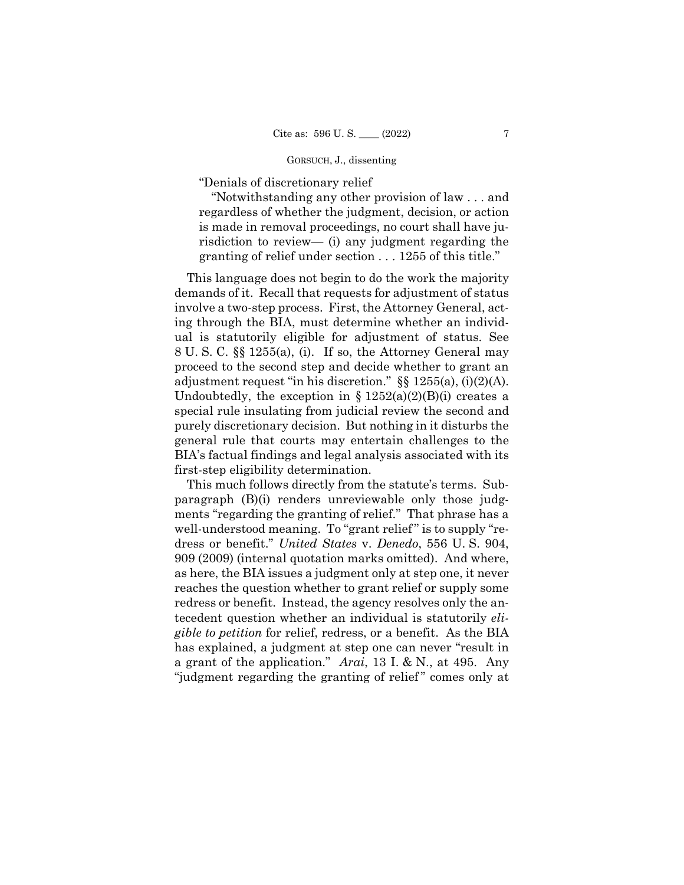"Denials of discretionary relief

"Notwithstanding any other provision of law . . . and regardless of whether the judgment, decision, or action is made in removal proceedings, no court shall have jurisdiction to review— (i) any judgment regarding the granting of relief under section . . . 1255 of this title."

This language does not begin to do the work the majority demands of it. Recall that requests for adjustment of status involve a two-step process. First, the Attorney General, acting through the BIA, must determine whether an individual is statutorily eligible for adjustment of status. See 8 U. S. C. §§ 1255(a), (i). If so, the Attorney General may proceed to the second step and decide whether to grant an adjustment request "in his discretion." §§ 1255(a), (i)(2)(A). Undoubtedly, the exception in § 1252(a)(2)(B)(i) creates a special rule insulating from judicial review the second and purely discretionary decision. But nothing in it disturbs the general rule that courts may entertain challenges to the BIA's factual findings and legal analysis associated with its first-step eligibility determination.

This much follows directly from the statute's terms. Subparagraph (B)(i) renders unreviewable only those judgments "regarding the granting of relief." That phrase has a well-understood meaning. To "grant relief" is to supply "redress or benefit." *United States* v. *Denedo*, 556 U. S. 904, 909 (2009) (internal quotation marks omitted). And where, as here, the BIA issues a judgment only at step one, it never reaches the question whether to grant relief or supply some redress or benefit. Instead, the agency resolves only the antecedent question whether an individual is statutorily *eligible to petition* for relief, redress, or a benefit. As the BIA has explained, a judgment at step one can never "result in a grant of the application." *Arai*, 13 I. & N., at 495. Any "judgment regarding the granting of relief" comes only at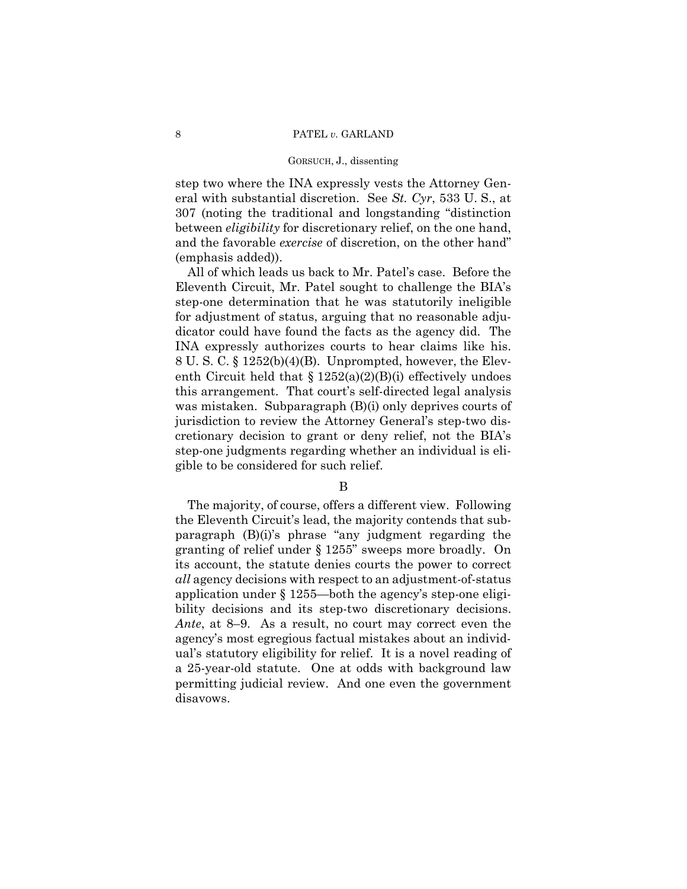step two where the INA expressly vests the Attorney General with substantial discretion. See *St. Cyr*, 533 U. S., at 307 (noting the traditional and longstanding "distinction between *eligibility* for discretionary relief, on the one hand, and the favorable *exercise* of discretion, on the other hand" (emphasis added)).

All of which leads us back to Mr. Patel's case. Before the Eleventh Circuit, Mr. Patel sought to challenge the BIA's step-one determination that he was statutorily ineligible for adjustment of status, arguing that no reasonable adjudicator could have found the facts as the agency did. The INA expressly authorizes courts to hear claims like his. 8 U. S. C. § 1252(b)(4)(B). Unprompted, however, the Eleventh Circuit held that § 1252(a)(2)(B)(i) effectively undoes this arrangement. That court's self-directed legal analysis was mistaken. Subparagraph (B)(i) only deprives courts of jurisdiction to review the Attorney General's step-two discretionary decision to grant or deny relief, not the BIA's step-one judgments regarding whether an individual is eligible to be considered for such relief.

B

The majority, of course, offers a different view. Following the Eleventh Circuit's lead, the majority contends that subparagraph (B)(i)'s phrase "any judgment regarding the granting of relief under § 1255" sweeps more broadly. On its account, the statute denies courts the power to correct *all* agency decisions with respect to an adjustment-of-status application under § 1255—both the agency's step-one eligibility decisions and its step-two discretionary decisions. *Ante*, at 8–9. As a result, no court may correct even the agency's most egregious factual mistakes about an individual's statutory eligibility for relief. It is a novel reading of a 25-year-old statute. One at odds with background law permitting judicial review. And one even the government disavows.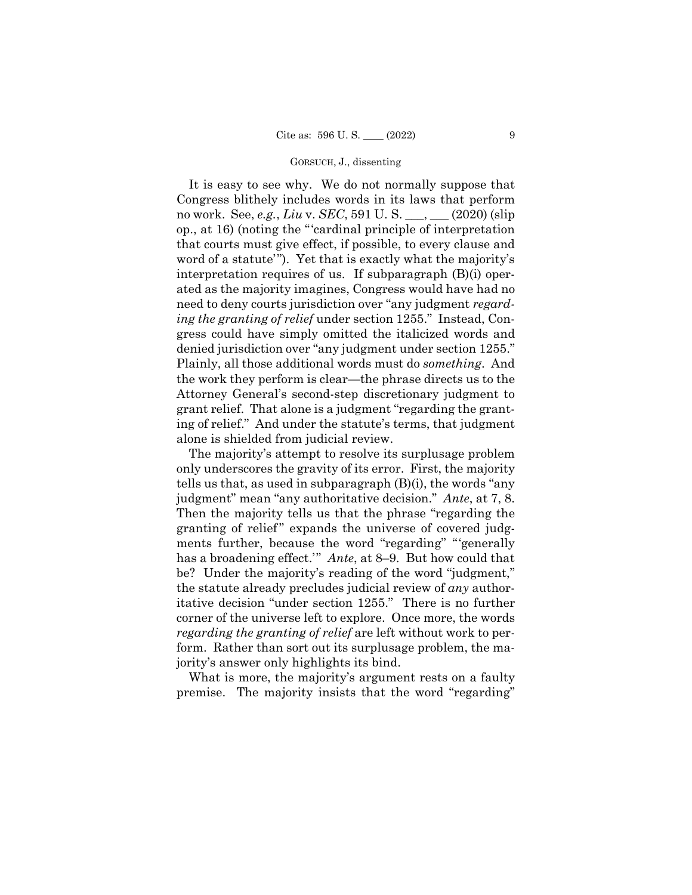It is easy to see why. We do not normally suppose that Congress blithely includes words in its laws that perform no work. See, *e.g.*, *Liu* v. *SEC*, 591 U. S. ___, ___ (2020) (slip op., at 16) (noting the "'cardinal principle of interpretation that courts must give effect, if possible, to every clause and word of a statute'"). Yet that is exactly what the majority's interpretation requires of us. If subparagraph (B)(i) operated as the majority imagines, Congress would have had no need to deny courts jurisdiction over "any judgment *regarding the granting of relief* under section 1255." Instead, Congress could have simply omitted the italicized words and denied jurisdiction over "any judgment under section 1255." Plainly, all those additional words must do *something*. And the work they perform is clear—the phrase directs us to the Attorney General's second-step discretionary judgment to grant relief. That alone is a judgment "regarding the granting of relief." And under the statute's terms, that judgment alone is shielded from judicial review.

The majority's attempt to resolve its surplusage problem only underscores the gravity of its error. First, the majority tells us that, as used in subparagraph (B)(i), the words "any judgment" mean "any authoritative decision." *Ante*, at 7, 8. Then the majority tells us that the phrase "regarding the granting of relief" expands the universe of covered judgments further, because the word "regarding" "'generally has a broadening effect.'" *Ante*, at 8–9. But how could that be? Under the majority's reading of the word "judgment," the statute already precludes judicial review of *any* authoritative decision "under section 1255." There is no further corner of the universe left to explore. Once more, the words *regarding the granting of relief* are left without work to perform. Rather than sort out its surplusage problem, the majority's answer only highlights its bind.

What is more, the majority's argument rests on a faulty premise. The majority insists that the word "regarding"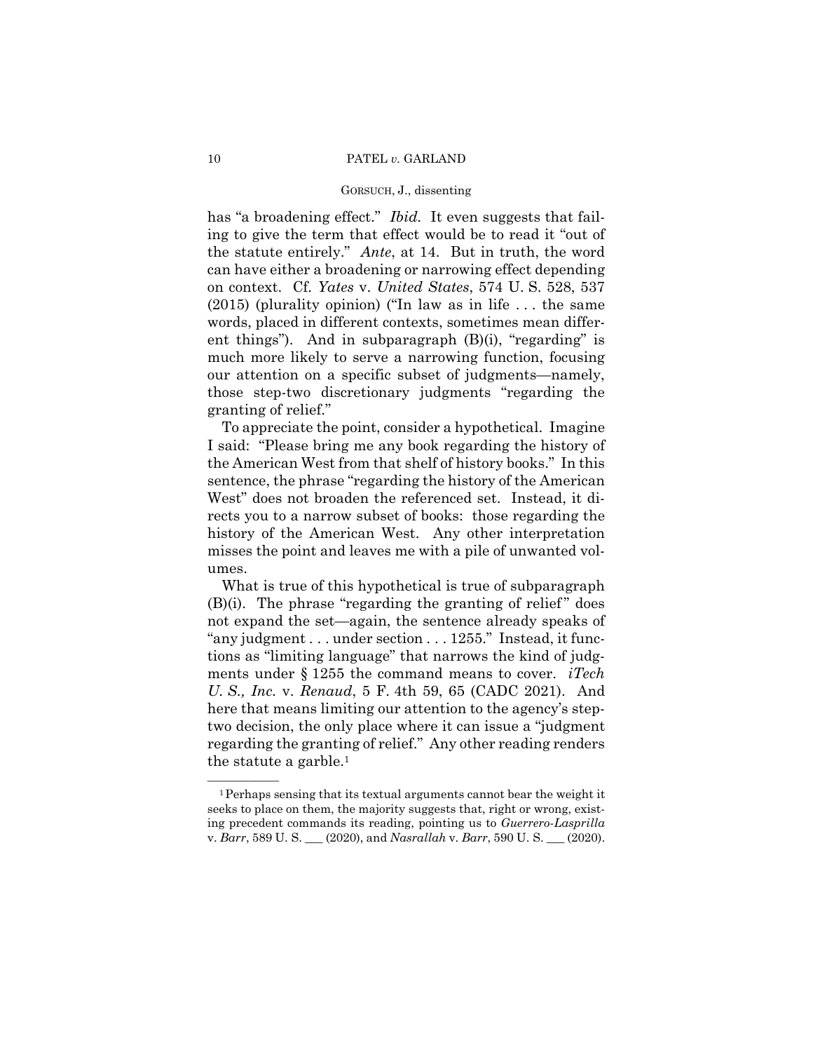has "a broadening effect." *Ibid.* It even suggests that failing to give the term that effect would be to read it "out of the statute entirely." *Ante*, at 14. But in truth, the word can have either a broadening or narrowing effect depending on context. Cf. *Yates* v. *United States*, 574 U. S. 528, 537 (2015) (plurality opinion) ("In law as in life . . . the same words, placed in different contexts, sometimes mean different things"). And in subparagraph (B)(i), "regarding" is much more likely to serve a narrowing function, focusing our attention on a specific subset of judgments—namely, those step-two discretionary judgments "regarding the granting of relief."

To appreciate the point, consider a hypothetical. Imagine I said: "Please bring me any book regarding the history of the American West from that shelf of history books." In this sentence, the phrase "regarding the history of the American West" does not broaden the referenced set. Instead, it directs you to a narrow subset of books: those regarding the history of the American West. Any other interpretation misses the point and leaves me with a pile of unwanted volumes.

What is true of this hypothetical is true of subparagraph (B)(i). The phrase "regarding the granting of relief" does not expand the set—again, the sentence already speaks of "any judgment . . . under section . . . 1255." Instead, it functions as "limiting language" that narrows the kind of judgments under § 1255 the command means to cover. *iTech U. S., Inc.* v. *Renaud*, 5 F. 4th 59, 65 (CADC 2021). And here that means limiting our attention to the agency's step-two decision, the only place where it can issue a "judgment regarding the granting of relief." Any other reading renders the statute a garble.[1]

---

[1] Perhaps sensing that its textual arguments cannot bear the weight it seeks to place on them, the majority suggests that, right or wrong, existing precedent commands its reading, pointing us to *Guerrero-Lasprilla* v. *Barr*, 589 U. S. ___ (2020), and *Nasrallah* v. *Barr*, 590 U. S. ___ (2020).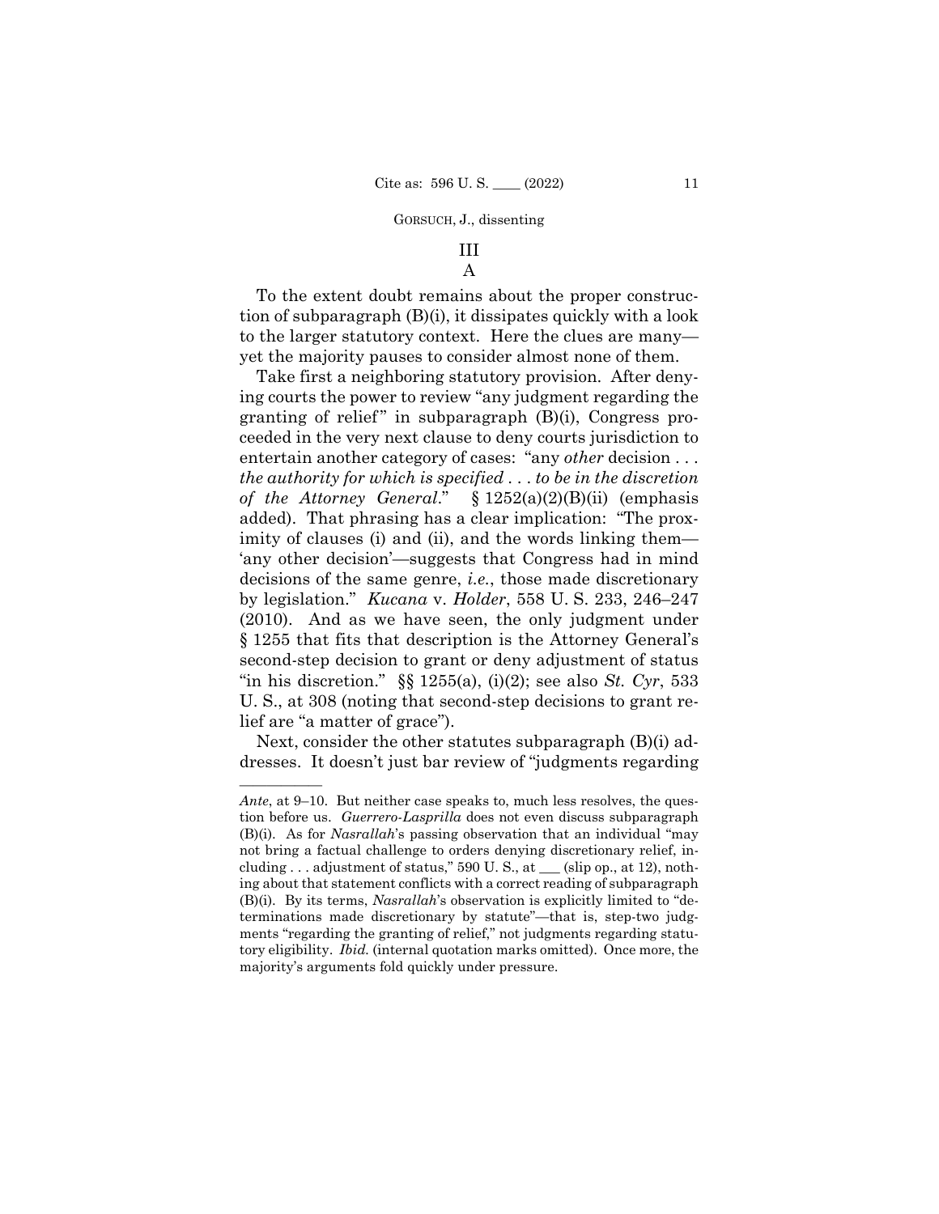## III

### A

To the extent doubt remains about the proper construction of subparagraph (B)(i), it dissipates quickly with a look to the larger statutory context. Here the clues are many—yet the majority pauses to consider almost none of them.

Take first a neighboring statutory provision. After denying courts the power to review "any judgment regarding the granting of relief" in subparagraph (B)(i), Congress proceeded in the very next clause to deny courts jurisdiction to entertain another category of cases: "any *other* decision . . . *the authority for which is specified . . . to be in the discretion of the Attorney General*." § 1252(a)(2)(B)(ii) (emphasis added). That phrasing has a clear implication: "The proximity of clauses (i) and (ii), and the words linking them—'any other decision'—suggests that Congress had in mind decisions of the same genre, *i.e.*, those made discretionary by legislation." *Kucana* v. *Holder*, 558 U. S. 233, 246–247 (2010). And as we have seen, the only judgment under § 1255 that fits that description is the Attorney General's second-step decision to grant or deny adjustment of status "in his discretion." §§ 1255(a), (i)(2); see also *St. Cyr*, 533 U. S., at 308 (noting that second-step decisions to grant relief are "a matter of grace").

Next, consider the other statutes subparagraph (B)(i) addresses. It doesn't just bar review of "judgments regarding

---

*Ante*, at 9–10. But neither case speaks to, much less resolves, the question before us. *Guerrero-Lasprilla* does not even discuss subparagraph (B)(i). As for *Nasrallah*'s passing observation that an individual "may not bring a factual challenge to orders denying discretionary relief, including . . . adjustment of status," 590 U. S., at ___ (slip op., at 12), nothing about that statement conflicts with a correct reading of subparagraph (B)(i). By its terms, *Nasrallah*'s observation is explicitly limited to "determinations made discretionary by statute"—that is, step-two judgments "regarding the granting of relief," not judgments regarding statutory eligibility. *Ibid.* (internal quotation marks omitted). Once more, the majority's arguments fold quickly under pressure.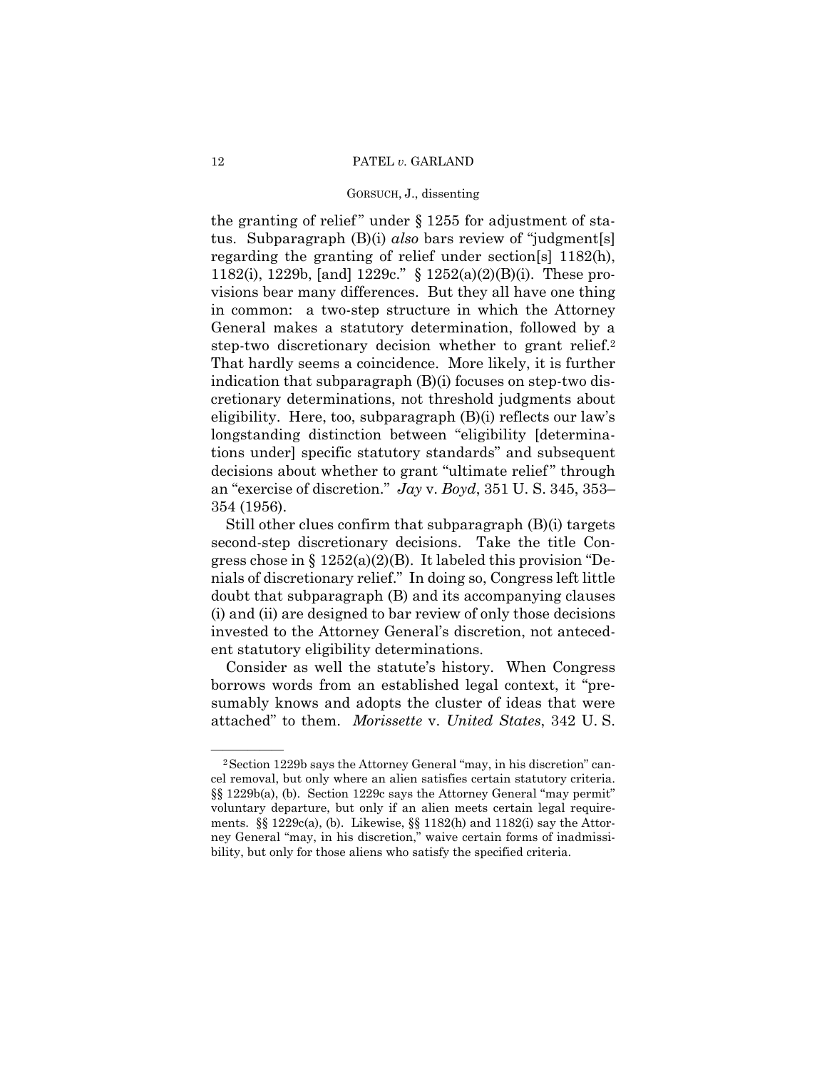the granting of relief" under § 1255 for adjustment of status. Subparagraph (B)(i) *also* bars review of "judgment[s] regarding the granting of relief under section[s] 1182(h), 1182(i), 1229b, [and] 1229c." § 1252(a)(2)(B)(i). These provisions bear many differences. But they all have one thing in common: a two-step structure in which the Attorney General makes a statutory determination, followed by a step-two discretionary decision whether to grant relief.[2] That hardly seems a coincidence. More likely, it is further indication that subparagraph (B)(i) focuses on step-two discretionary determinations, not threshold judgments about eligibility. Here, too, subparagraph (B)(i) reflects our law's longstanding distinction between "eligibility [determinations under] specific statutory standards" and subsequent decisions about whether to grant "ultimate relief" through an "exercise of discretion." *Jay* v. *Boyd*, 351 U. S. 345, 353–354 (1956).

Still other clues confirm that subparagraph (B)(i) targets second-step discretionary decisions. Take the title Congress chose in § 1252(a)(2)(B). It labeled this provision "Denials of discretionary relief." In doing so, Congress left little doubt that subparagraph (B) and its accompanying clauses (i) and (ii) are designed to bar review of only those decisions invested to the Attorney General's discretion, not antecedent statutory eligibility determinations.

Consider as well the statute's history. When Congress borrows words from an established legal context, it "presumably knows and adopts the cluster of ideas that were attached" to them. *Morissette* v. *United States*, 342 U. S.

---

[2] Section 1229b says the Attorney General "may, in his discretion" cancel removal, but only where an alien satisfies certain statutory criteria. §§ 1229b(a), (b). Section 1229c says the Attorney General "may permit" voluntary departure, but only if an alien meets certain legal requirements. §§ 1229c(a), (b). Likewise, §§ 1182(h) and 1182(i) say the Attorney General "may, in his discretion," waive certain forms of inadmissibility, but only for those aliens who satisfy the specified criteria.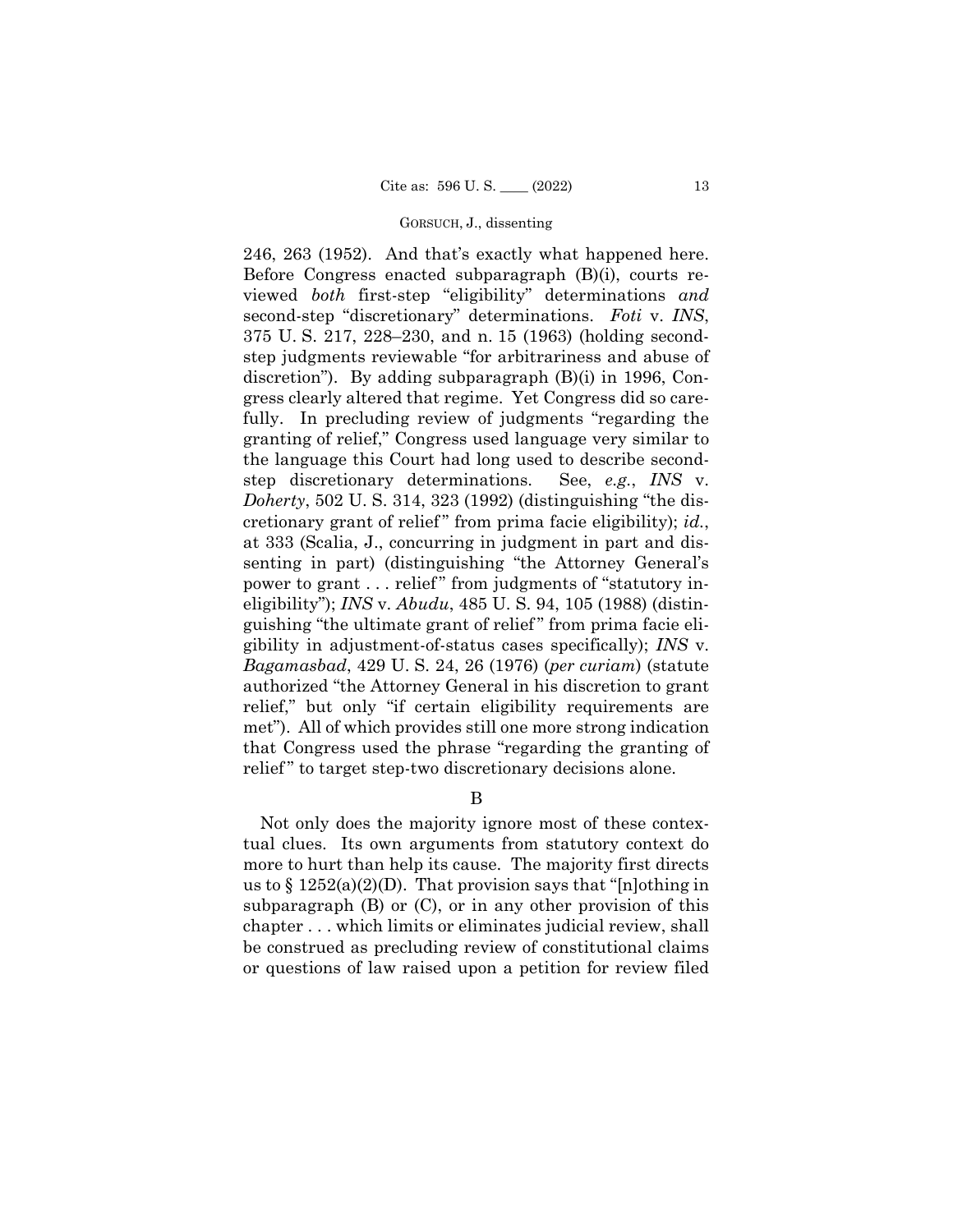246, 263 (1952). And that's exactly what happened here. Before Congress enacted subparagraph (B)(i), courts reviewed *both* first-step "eligibility" determinations *and* second-step "discretionary" determinations. *Foti* v. *INS*, 375 U. S. 217, 228–230, and n. 15 (1963) (holding second-step judgments reviewable "for arbitrariness and abuse of discretion"). By adding subparagraph (B)(i) in 1996, Congress clearly altered that regime. Yet Congress did so carefully. In precluding review of judgments "regarding the granting of relief," Congress used language very similar to the language this Court had long used to describe second-step discretionary determinations. See, *e.g.*, *INS* v. *Doherty*, 502 U. S. 314, 323 (1992) (distinguishing "the discretionary grant of relief" from prima facie eligibility); *id.*, at 333 (Scalia, J., concurring in judgment in part and dissenting in part) (distinguishing "the Attorney General's power to grant . . . relief" from judgments of "statutory ineligibility"); *INS* v. *Abudu*, 485 U. S. 94, 105 (1988) (distinguishing "the ultimate grant of relief" from prima facie eligibility in adjustment-of-status cases specifically); *INS* v. *Bagamasbad*, 429 U. S. 24, 26 (1976) (*per curiam*) (statute authorized "the Attorney General in his discretion to grant relief," but only "if certain eligibility requirements are met"). All of which provides still one more strong indication that Congress used the phrase "regarding the granting of relief" to target step-two discretionary decisions alone.

B

Not only does the majority ignore most of these contextual clues. Its own arguments from statutory context do more to hurt than help its cause. The majority first directs us to § 1252(a)(2)(D). That provision says that "[n]othing in subparagraph (B) or (C), or in any other provision of this chapter . . . which limits or eliminates judicial review, shall be construed as precluding review of constitutional claims or questions of law raised upon a petition for review filed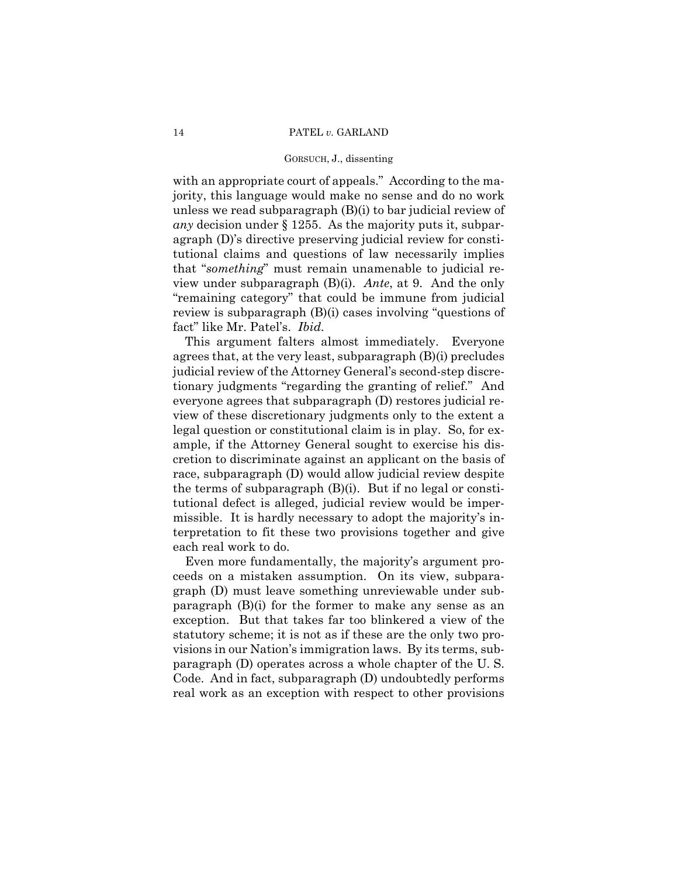with an appropriate court of appeals." According to the majority, this language would make no sense and do no work unless we read subparagraph (B)(i) to bar judicial review of *any* decision under § 1255. As the majority puts it, subparagraph (D)'s directive preserving judicial review for constitutional claims and questions of law necessarily implies that "*something*" must remain unamenable to judicial review under subparagraph (B)(i). *Ante*, at 9. And the only "remaining category" that could be immune from judicial review is subparagraph (B)(i) cases involving "questions of fact" like Mr. Patel's. *Ibid.*

This argument falters almost immediately. Everyone agrees that, at the very least, subparagraph (B)(i) precludes judicial review of the Attorney General's second-step discretionary judgments "regarding the granting of relief." And everyone agrees that subparagraph (D) restores judicial review of these discretionary judgments only to the extent a legal question or constitutional claim is in play. So, for example, if the Attorney General sought to exercise his discretion to discriminate against an applicant on the basis of race, subparagraph (D) would allow judicial review despite the terms of subparagraph (B)(i). But if no legal or constitutional defect is alleged, judicial review would be impermissible. It is hardly necessary to adopt the majority's interpretation to fit these two provisions together and give each real work to do.

Even more fundamentally, the majority's argument proceeds on a mistaken assumption. On its view, subparagraph (D) must leave something unreviewable under subparagraph (B)(i) for the former to make any sense as an exception. But that takes far too blinkered a view of the statutory scheme; it is not as if these are the only two provisions in our Nation's immigration laws. By its terms, subparagraph (D) operates across a whole chapter of the U. S. Code. And in fact, subparagraph (D) undoubtedly performs real work as an exception with respect to other provisions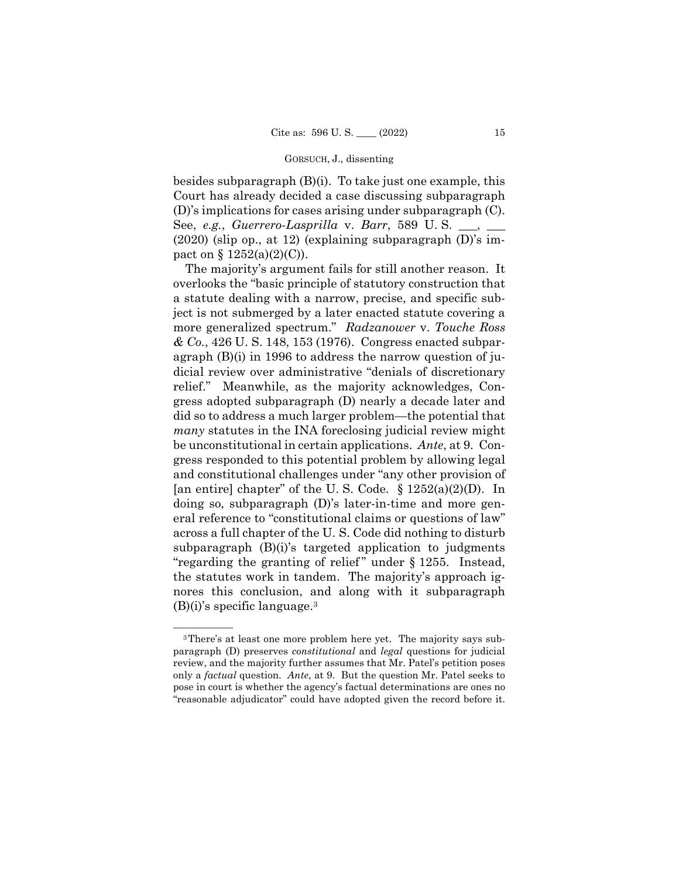besides subparagraph (B)(i). To take just one example, this Court has already decided a case discussing subparagraph (D)'s implications for cases arising under subparagraph (C). See, *e.g.*, *Guerrero-Lasprilla* v. *Barr*, 589 U. S. \_\_\_, \_\_\_ (2020) (slip op., at 12) (explaining subparagraph (D)'s impact on § 1252(a)(2)(C)).

The majority's argument fails for still another reason. It overlooks the "basic principle of statutory construction that a statute dealing with a narrow, precise, and specific subject is not submerged by a later enacted statute covering a more generalized spectrum." *Radzanower* v. *Touche Ross & Co.*, 426 U. S. 148, 153 (1976). Congress enacted subparagraph (B)(i) in 1996 to address the narrow question of judicial review over administrative "denials of discretionary relief." Meanwhile, as the majority acknowledges, Congress adopted subparagraph (D) nearly a decade later and did so to address a much larger problem—the potential that *many* statutes in the INA foreclosing judicial review might be unconstitutional in certain applications. *Ante*, at 9. Congress responded to this potential problem by allowing legal and constitutional challenges under "any other provision of [an entire] chapter" of the U. S. Code. § 1252(a)(2)(D). In doing so, subparagraph (D)'s later-in-time and more general reference to "constitutional claims or questions of law" across a full chapter of the U. S. Code did nothing to disturb subparagraph (B)(i)'s targeted application to judgments "regarding the granting of relief" under § 1255. Instead, the statutes work in tandem. The majority's approach ignores this conclusion, and along with it subparagraph (B)(i)'s specific language.[3]

---

[3] There's at least one more problem here yet. The majority says subparagraph (D) preserves *constitutional* and *legal* questions for judicial review, and the majority further assumes that Mr. Patel's petition poses only a *factual* question. *Ante*, at 9. But the question Mr. Patel seeks to pose in court is whether the agency's factual determinations are ones no "reasonable adjudicator" could have adopted given the record before it.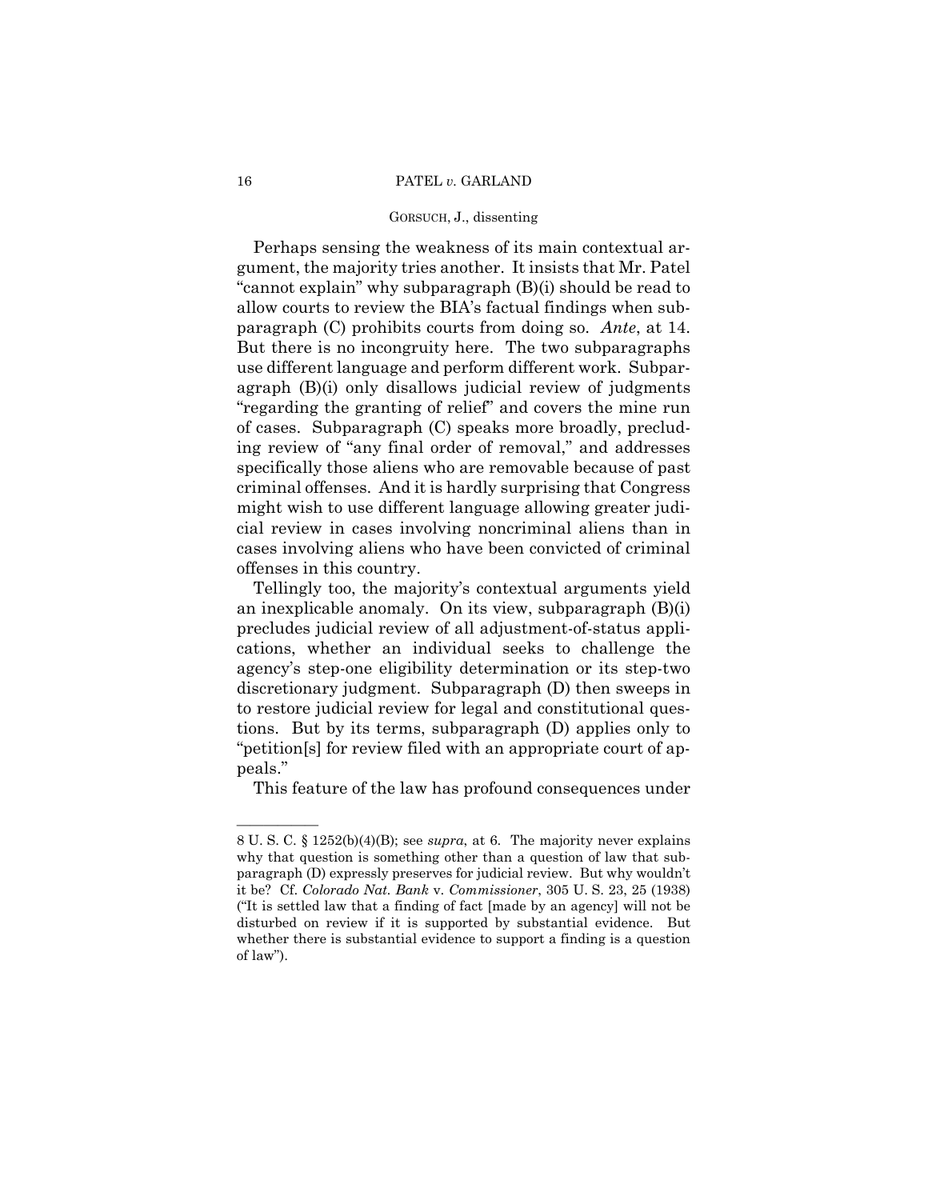Perhaps sensing the weakness of its main contextual argument, the majority tries another. It insists that Mr. Patel "cannot explain" why subparagraph (B)(i) should be read to allow courts to review the BIA's factual findings when subparagraph (C) prohibits courts from doing so. *Ante*, at 14. But there is no incongruity here. The two subparagraphs use different language and perform different work. Subparagraph (B)(i) only disallows judicial review of judgments "regarding the granting of relief" and covers the mine run of cases. Subparagraph (C) speaks more broadly, precluding review of "any final order of removal," and addresses specifically those aliens who are removable because of past criminal offenses. And it is hardly surprising that Congress might wish to use different language allowing greater judicial review in cases involving noncriminal aliens than in cases involving aliens who have been convicted of criminal offenses in this country.

Tellingly too, the majority's contextual arguments yield an inexplicable anomaly. On its view, subparagraph (B)(i) precludes judicial review of all adjustment-of-status applications, whether an individual seeks to challenge the agency's step-one eligibility determination or its step-two discretionary judgment. Subparagraph (D) then sweeps in to restore judicial review for legal and constitutional questions. But by its terms, subparagraph (D) applies only to "petition[s] for review filed with an appropriate court of appeals."

This feature of the law has profound consequences under

---

8 U. S. C. § 1252(b)(4)(B); see *supra*, at 6. The majority never explains why that question is something other than a question of law that subparagraph (D) expressly preserves for judicial review. But why wouldn't it be? Cf. *Colorado Nat. Bank* v. *Commissioner*, 305 U. S. 23, 25 (1938) ("It is settled law that a finding of fact [made by an agency] will not be disturbed on review if it is supported by substantial evidence. But whether there is substantial evidence to support a finding is a question of law").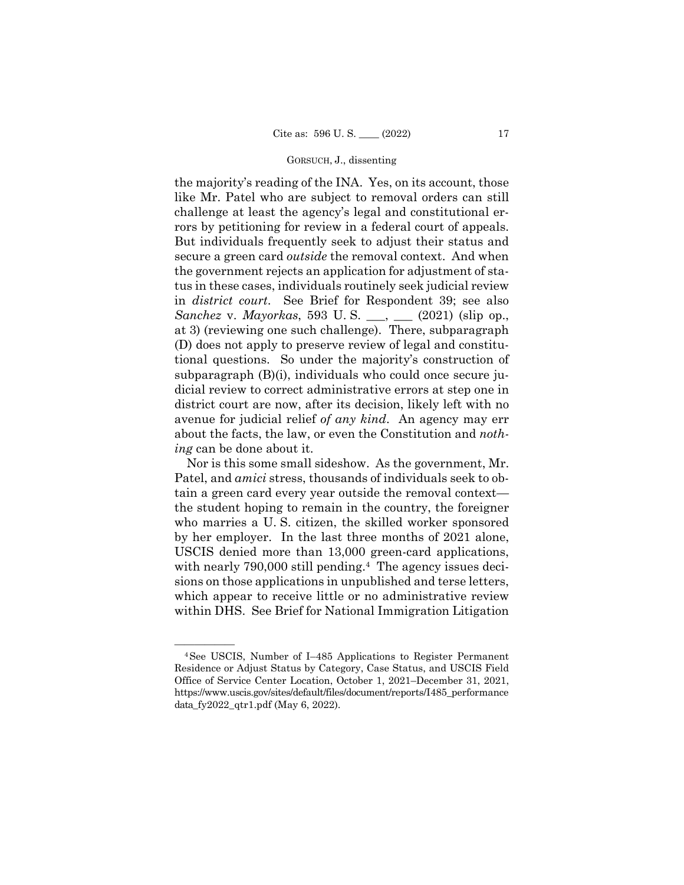the majority's reading of the INA. Yes, on its account, those like Mr. Patel who are subject to removal orders can still challenge at least the agency's legal and constitutional errors by petitioning for review in a federal court of appeals. But individuals frequently seek to adjust their status and secure a green card *outside* the removal context. And when the government rejects an application for adjustment of status in these cases, individuals routinely seek judicial review in *district court*. See Brief for Respondent 39; see also *Sanchez* v. *Mayorkas*, 593 U. S. ___, ___ (2021) (slip op., at 3) (reviewing one such challenge). There, subparagraph (D) does not apply to preserve review of legal and constitutional questions. So under the majority's construction of subparagraph (B)(i), individuals who could once secure judicial review to correct administrative errors at step one in district court are now, after its decision, likely left with no avenue for judicial relief *of any kind*. An agency may err about the facts, the law, or even the Constitution and *nothing* can be done about it.

Nor is this some small sideshow. As the government, Mr. Patel, and *amici* stress, thousands of individuals seek to obtain a green card every year outside the removal context—the student hoping to remain in the country, the foreigner who marries a U. S. citizen, the skilled worker sponsored by her employer. In the last three months of 2021 alone, USCIS denied more than 13,000 green-card applications, with nearly 790,000 still pending.[4] The agency issues decisions on those applications in unpublished and terse letters, which appear to receive little or no administrative review within DHS. See Brief for National Immigration Litigation

---

[4] See USCIS, Number of I–485 Applications to Register Permanent Residence or Adjust Status by Category, Case Status, and USCIS Field Office of Service Center Location, October 1, 2021–December 31, 2021, https://www.uscis.gov/sites/default/files/document/reports/I485_performancedata_fy2022_qtr1.pdf (May 6, 2022).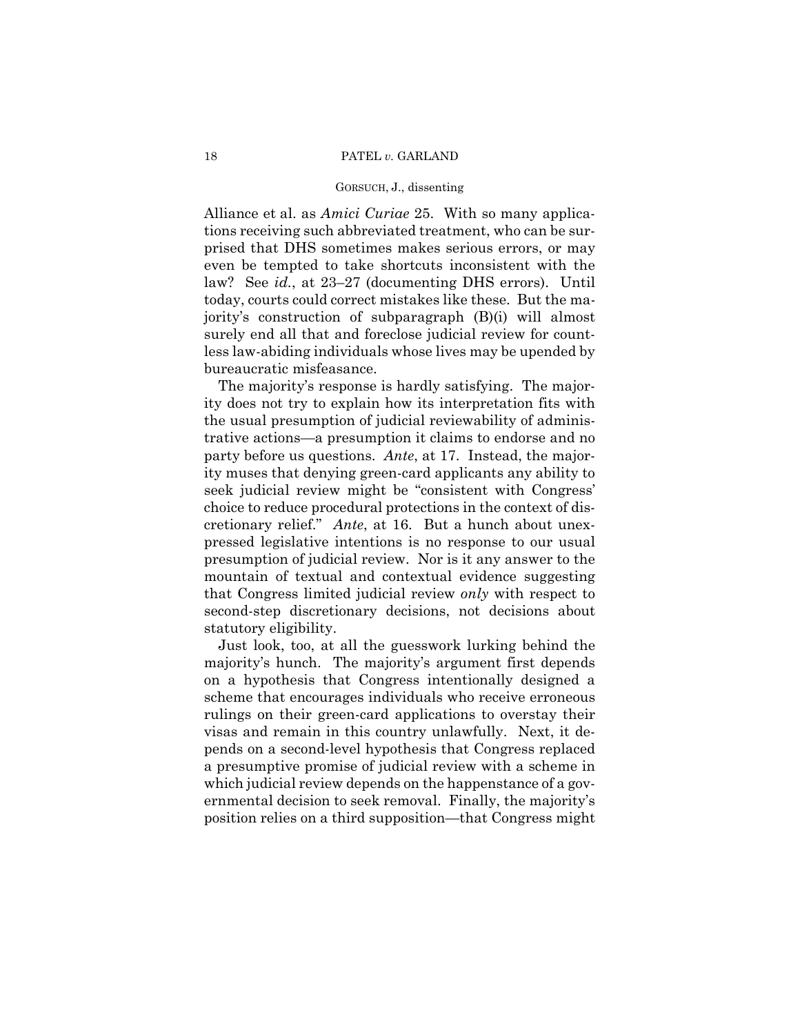Alliance et al. as *Amici Curiae* 25. With so many applications receiving such abbreviated treatment, who can be surprised that DHS sometimes makes serious errors, or may even be tempted to take shortcuts inconsistent with the law? See *id.*, at 23–27 (documenting DHS errors). Until today, courts could correct mistakes like these. But the majority's construction of subparagraph (B)(i) will almost surely end all that and foreclose judicial review for countless law-abiding individuals whose lives may be upended by bureaucratic misfeasance.

The majority's response is hardly satisfying. The majority does not try to explain how its interpretation fits with the usual presumption of judicial reviewability of administrative actions—a presumption it claims to endorse and no party before us questions. *Ante*, at 17. Instead, the majority muses that denying green-card applicants any ability to seek judicial review might be "consistent with Congress' choice to reduce procedural protections in the context of discretionary relief." *Ante*, at 16. But a hunch about unexpressed legislative intentions is no response to our usual presumption of judicial review. Nor is it any answer to the mountain of textual and contextual evidence suggesting that Congress limited judicial review *only* with respect to second-step discretionary decisions, not decisions about statutory eligibility.

Just look, too, at all the guesswork lurking behind the majority's hunch. The majority's argument first depends on a hypothesis that Congress intentionally designed a scheme that encourages individuals who receive erroneous rulings on their green-card applications to overstay their visas and remain in this country unlawfully. Next, it depends on a second-level hypothesis that Congress replaced a presumptive promise of judicial review with a scheme in which judicial review depends on the happenstance of a governmental decision to seek removal. Finally, the majority's position relies on a third supposition—that Congress might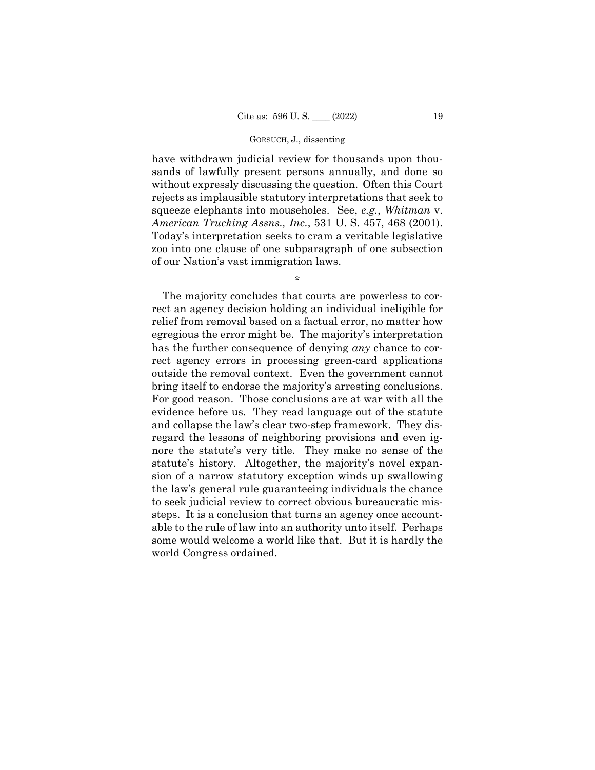have withdrawn judicial review for thousands upon thousands of lawfully present persons annually, and done so without expressly discussing the question. Often this Court rejects as implausible statutory interpretations that seek to squeeze elephants into mouseholes. See, *e.g.*, *Whitman* v. *American Trucking Assns., Inc.*, 531 U. S. 457, 468 (2001). Today's interpretation seeks to cram a veritable legislative zoo into one clause of one subparagraph of one subsection of our Nation's vast immigration laws.

\*

The majority concludes that courts are powerless to correct an agency decision holding an individual ineligible for relief from removal based on a factual error, no matter how egregious the error might be. The majority's interpretation has the further consequence of denying *any* chance to correct agency errors in processing green-card applications outside the removal context. Even the government cannot bring itself to endorse the majority's arresting conclusions. For good reason. Those conclusions are at war with all the evidence before us. They read language out of the statute and collapse the law's clear two-step framework. They disregard the lessons of neighboring provisions and even ignore the statute's very title. They make no sense of the statute's history. Altogether, the majority's novel expansion of a narrow statutory exception winds up swallowing the law's general rule guaranteeing individuals the chance to seek judicial review to correct obvious bureaucratic missteps. It is a conclusion that turns an agency once accountable to the rule of law into an authority unto itself. Perhaps some would welcome a world like that. But it is hardly the world Congress ordained.